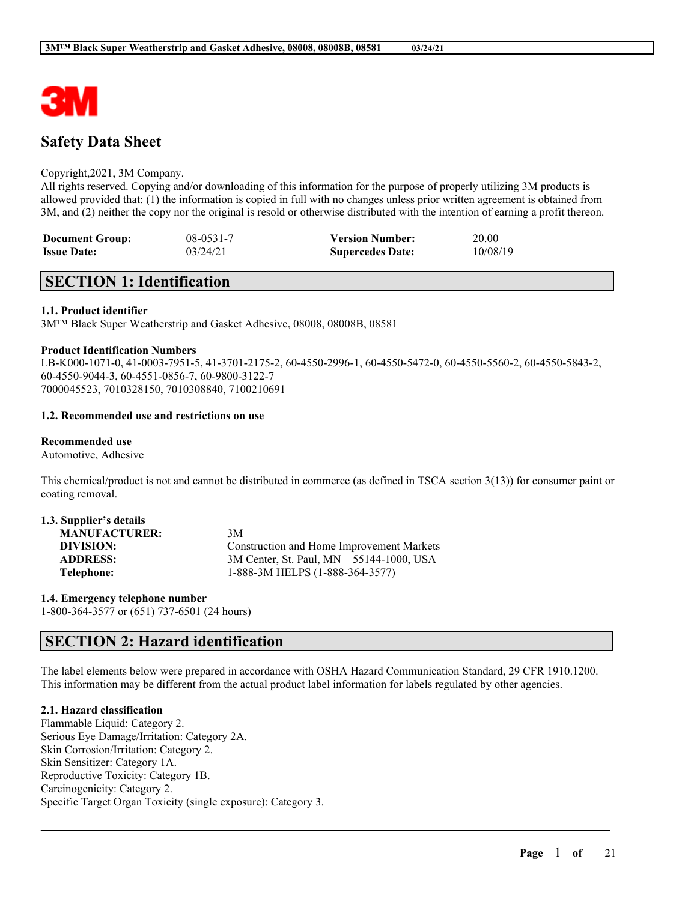# Safety Data Sheet

Copyright,2021, 3M Company.
All rights reserved. Copying and/or downloading of this information for the purpose of properly utilizing 3M products is allowed provided that: (1) the information is copied in full with no changes unless prior written agreement is obtained from 3M, and (2) neither the copy nor the original is resold or otherwise distributed with the intention of earning a profit thereon.

| | | | |
|---|---|---|---|
| **Document Group:** | 08-0531-7 | **Version Number:** | 20.00 |
| **Issue Date:** | 03/24/21 | **Supercedes Date:** | 10/08/19 |

## SECTION 1: Identification

### 1.1. Product identifier

3M™ Black Super Weatherstrip and Gasket Adhesive, 08008, 08008B, 08581

**Product Identification Numbers**

LB-K000-1071-0, 41-0003-7951-5, 41-3701-2175-2, 60-4550-2996-1, 60-4550-5472-0, 60-4550-5560-2, 60-4550-5843-2, 60-4550-9044-3, 60-4551-0856-7, 60-9800-3122-7
7000045523, 7010328150, 7010308840, 7100210691

### 1.2. Recommended use and restrictions on use

**Recommended use**

Automotive, Adhesive

This chemical/product is not and cannot be distributed in commerce (as defined in TSCA section 3(13)) for consumer paint or coating removal.

### 1.3. Supplier's details

| | |
|---|---|
| **MANUFACTURER:** | 3M |
| **DIVISION:** | Construction and Home Improvement Markets |
| **ADDRESS:** | 3M Center, St. Paul, MN 55144-1000, USA |
| **Telephone:** | 1-888-3M HELPS (1-888-364-3577) |

### 1.4. Emergency telephone number

1-800-364-3577 or (651) 737-6501 (24 hours)

## SECTION 2: Hazard identification

The label elements below were prepared in accordance with OSHA Hazard Communication Standard, 29 CFR 1910.1200. This information may be different from the actual product label information for labels regulated by other agencies.

### 2.1. Hazard classification

Flammable Liquid: Category 2.
Serious Eye Damage/Irritation: Category 2A.
Skin Corrosion/Irritation: Category 2.
Skin Sensitizer: Category 1A.
Reproductive Toxicity: Category 1B.
Carcinogenicity: Category 2.
Specific Target Organ Toxicity (single exposure): Category 3.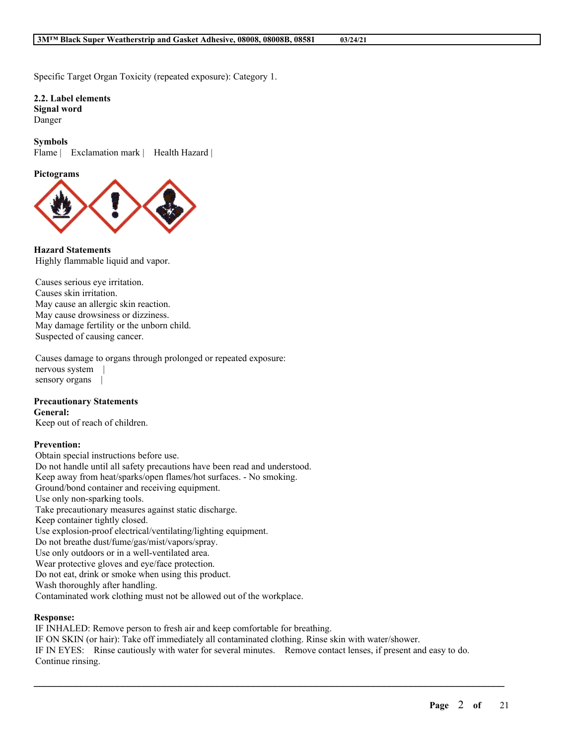Specific Target Organ Toxicity (repeated exposure): Category 1.

### 2.2. Label elements

**Signal word**

Danger

**Symbols**

Flame | Exclamation mark | Health Hazard |

**Pictograms**

**Hazard Statements**

Highly flammable liquid and vapor.

Causes serious eye irritation.
Causes skin irritation.
May cause an allergic skin reaction.
May cause drowsiness or dizziness.
May damage fertility or the unborn child.
Suspected of causing cancer.

Causes damage to organs through prolonged or repeated exposure:
nervous system |
sensory organs |

**Precautionary Statements**

**General:**

Keep out of reach of children.

**Prevention:**

Obtain special instructions before use.
Do not handle until all safety precautions have been read and understood.
Keep away from heat/sparks/open flames/hot surfaces. - No smoking.
Ground/bond container and receiving equipment.
Use only non-sparking tools.
Take precautionary measures against static discharge.
Keep container tightly closed.
Use explosion-proof electrical/ventilating/lighting equipment.
Do not breathe dust/fume/gas/mist/vapors/spray.
Use only outdoors or in a well-ventilated area.
Wear protective gloves and eye/face protection.
Do not eat, drink or smoke when using this product.
Wash thoroughly after handling.
Contaminated work clothing must not be allowed out of the workplace.

**Response:**

IF INHALED: Remove person to fresh air and keep comfortable for breathing.
IF ON SKIN (or hair): Take off immediately all contaminated clothing. Rinse skin with water/shower.
IF IN EYES: Rinse cautiously with water for several minutes. Remove contact lenses, if present and easy to do. Continue rinsing.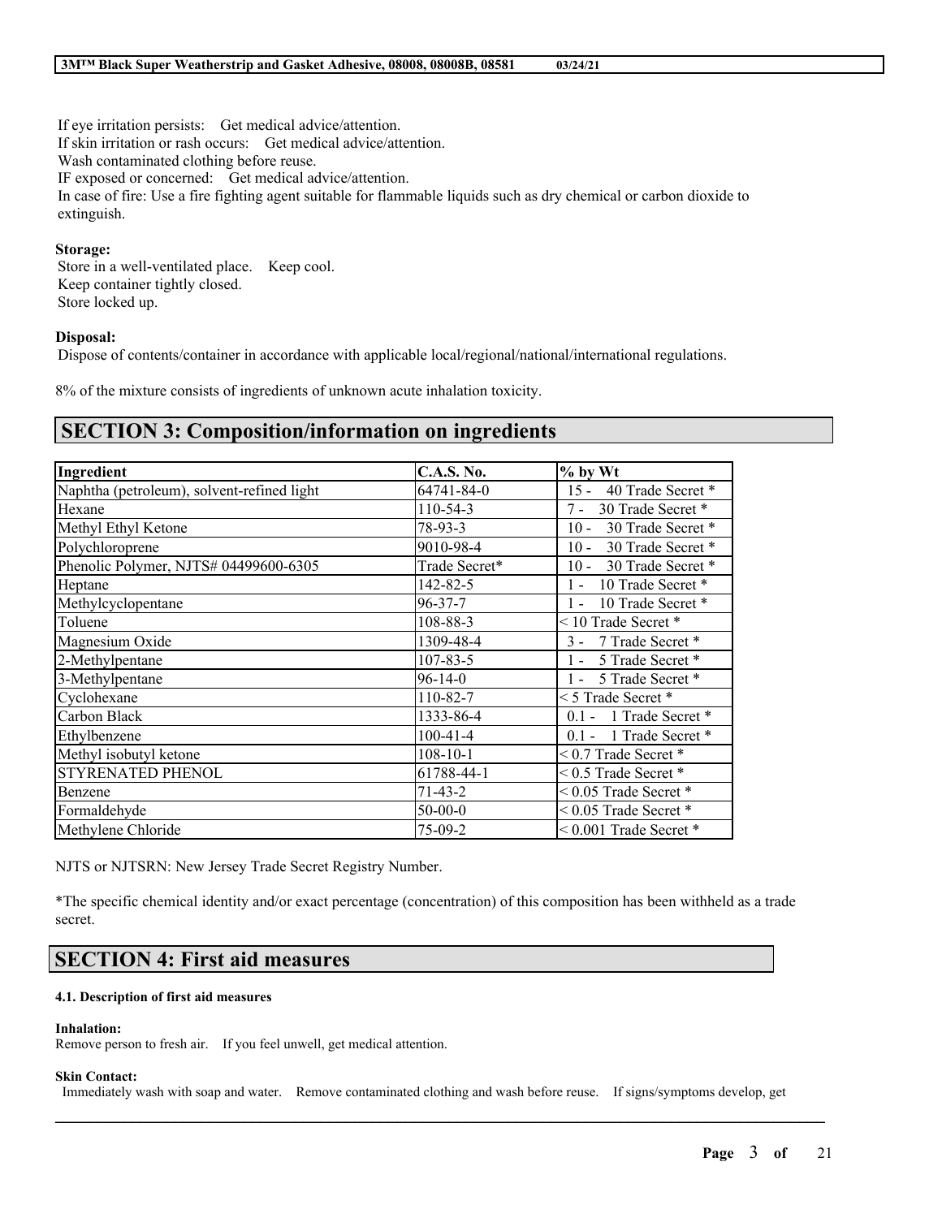If eye irritation persists: Get medical advice/attention.
If skin irritation or rash occurs: Get medical advice/attention.
Wash contaminated clothing before reuse.
IF exposed or concerned: Get medical advice/attention.
In case of fire: Use a fire fighting agent suitable for flammable liquids such as dry chemical or carbon dioxide to extinguish.

**Storage:**
Store in a well-ventilated place. Keep cool.
Keep container tightly closed.
Store locked up.

**Disposal:**
Dispose of contents/container in accordance with applicable local/regional/national/international regulations.

8% of the mixture consists of ingredients of unknown acute inhalation toxicity.

## SECTION 3: Composition/information on ingredients

| Ingredient | C.A.S. No. | % by Wt |
|---|---|---|
| Naphtha (petroleum), solvent-refined light | 64741-84-0 | 15 - 40 Trade Secret * |
| Hexane | 110-54-3 | 7 - 30 Trade Secret * |
| Methyl Ethyl Ketone | 78-93-3 | 10 - 30 Trade Secret * |
| Polychloroprene | 9010-98-4 | 10 - 30 Trade Secret * |
| Phenolic Polymer, NJTS# 04499600-6305 | Trade Secret* | 10 - 30 Trade Secret * |
| Heptane | 142-82-5 | 1 - 10 Trade Secret * |
| Methylcyclopentane | 96-37-7 | 1 - 10 Trade Secret * |
| Toluene | 108-88-3 | < 10 Trade Secret * |
| Magnesium Oxide | 1309-48-4 | 3 - 7 Trade Secret * |
| 2-Methylpentane | 107-83-5 | 1 - 5 Trade Secret * |
| 3-Methylpentane | 96-14-0 | 1 - 5 Trade Secret * |
| Cyclohexane | 110-82-7 | < 5 Trade Secret * |
| Carbon Black | 1333-86-4 | 0.1 - 1 Trade Secret * |
| Ethylbenzene | 100-41-4 | 0.1 - 1 Trade Secret * |
| Methyl isobutyl ketone | 108-10-1 | < 0.7 Trade Secret * |
| STYRENATED PHENOL | 61788-44-1 | < 0.5 Trade Secret * |
| Benzene | 71-43-2 | < 0.05 Trade Secret * |
| Formaldehyde | 50-00-0 | < 0.05 Trade Secret * |
| Methylene Chloride | 75-09-2 | < 0.001 Trade Secret * |

NJTS or NJTSRN: New Jersey Trade Secret Registry Number.

*The specific chemical identity and/or exact percentage (concentration) of this composition has been withheld as a trade secret.

## SECTION 4: First aid measures

#### 4.1. Description of first aid measures

**Inhalation:**
Remove person to fresh air. If you feel unwell, get medical attention.

**Skin Contact:**
Immediately wash with soap and water. Remove contaminated clothing and wash before reuse. If signs/symptoms develop, get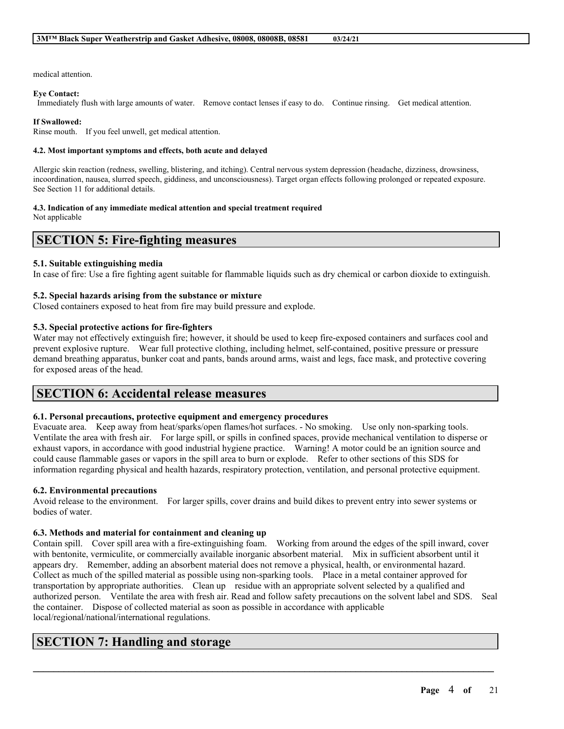medical attention.

**Eye Contact:**
Immediately flush with large amounts of water. Remove contact lenses if easy to do. Continue rinsing. Get medical attention.

**If Swallowed:**
Rinse mouth. If you feel unwell, get medical attention.

**4.2. Most important symptoms and effects, both acute and delayed**

Allergic skin reaction (redness, swelling, blistering, and itching). Central nervous system depression (headache, dizziness, drowsiness, incoordination, nausea, slurred speech, giddiness, and unconsciousness). Target organ effects following prolonged or repeated exposure. See Section 11 for additional details.

**4.3. Indication of any immediate medical attention and special treatment required**
Not applicable

## SECTION 5: Fire-fighting measures

**5.1. Suitable extinguishing media**
In case of fire: Use a fire fighting agent suitable for flammable liquids such as dry chemical or carbon dioxide to extinguish.

**5.2. Special hazards arising from the substance or mixture**
Closed containers exposed to heat from fire may build pressure and explode.

**5.3. Special protective actions for fire-fighters**
Water may not effectively extinguish fire; however, it should be used to keep fire-exposed containers and surfaces cool and prevent explosive rupture. Wear full protective clothing, including helmet, self-contained, positive pressure or pressure demand breathing apparatus, bunker coat and pants, bands around arms, waist and legs, face mask, and protective covering for exposed areas of the head.

## SECTION 6: Accidental release measures

**6.1. Personal precautions, protective equipment and emergency procedures**
Evacuate area. Keep away from heat/sparks/open flames/hot surfaces. - No smoking. Use only non-sparking tools. Ventilate the area with fresh air. For large spill, or spills in confined spaces, provide mechanical ventilation to disperse or exhaust vapors, in accordance with good industrial hygiene practice. Warning! A motor could be an ignition source and could cause flammable gases or vapors in the spill area to burn or explode. Refer to other sections of this SDS for information regarding physical and health hazards, respiratory protection, ventilation, and personal protective equipment.

**6.2. Environmental precautions**
Avoid release to the environment. For larger spills, cover drains and build dikes to prevent entry into sewer systems or bodies of water.

**6.3. Methods and material for containment and cleaning up**
Contain spill. Cover spill area with a fire-extinguishing foam. Working from around the edges of the spill inward, cover with bentonite, vermiculite, or commercially available inorganic absorbent material. Mix in sufficient absorbent until it appears dry. Remember, adding an absorbent material does not remove a physical, health, or environmental hazard. Collect as much of the spilled material as possible using non-sparking tools. Place in a metal container approved for transportation by appropriate authorities. Clean up residue with an appropriate solvent selected by a qualified and authorized person. Ventilate the area with fresh air. Read and follow safety precautions on the solvent label and SDS. Seal the container. Dispose of collected material as soon as possible in accordance with applicable local/regional/national/international regulations.

## SECTION 7: Handling and storage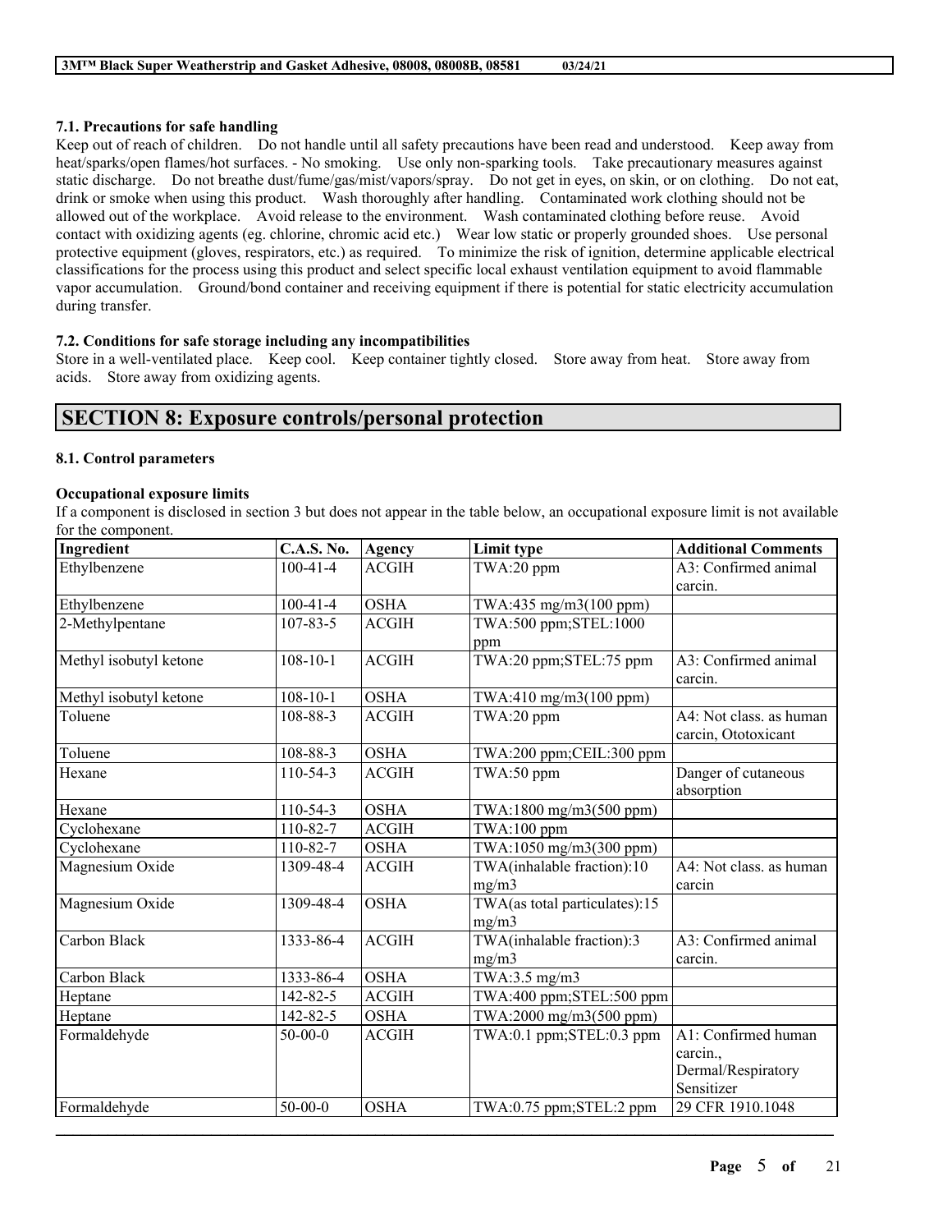### 7.1. Precautions for safe handling

Keep out of reach of children. Do not handle until all safety precautions have been read and understood. Keep away from heat/sparks/open flames/hot surfaces. - No smoking. Use only non-sparking tools. Take precautionary measures against static discharge. Do not breathe dust/fume/gas/mist/vapors/spray. Do not get in eyes, on skin, or on clothing. Do not eat, drink or smoke when using this product. Wash thoroughly after handling. Contaminated work clothing should not be allowed out of the workplace. Avoid release to the environment. Wash contaminated clothing before reuse. Avoid contact with oxidizing agents (eg. chlorine, chromic acid etc.) Wear low static or properly grounded shoes. Use personal protective equipment (gloves, respirators, etc.) as required. To minimize the risk of ignition, determine applicable electrical classifications for the process using this product and select specific local exhaust ventilation equipment to avoid flammable vapor accumulation. Ground/bond container and receiving equipment if there is potential for static electricity accumulation during transfer.

### 7.2. Conditions for safe storage including any incompatibilities

Store in a well-ventilated place. Keep cool. Keep container tightly closed. Store away from heat. Store away from acids. Store away from oxidizing agents.

## SECTION 8: Exposure controls/personal protection

### 8.1. Control parameters

**Occupational exposure limits**

If a component is disclosed in section 3 but does not appear in the table below, an occupational exposure limit is not available for the component.

| Ingredient | C.A.S. No. | Agency | Limit type | Additional Comments |
|---|---|---|---|---|
| Ethylbenzene | 100-41-4 | ACGIH | TWA:20 ppm | A3: Confirmed animal carcin. |
| Ethylbenzene | 100-41-4 | OSHA | TWA:435 mg/m3(100 ppm) | |
| 2-Methylpentane | 107-83-5 | ACGIH | TWA:500 ppm;STEL:1000 ppm | |
| Methyl isobutyl ketone | 108-10-1 | ACGIH | TWA:20 ppm;STEL:75 ppm | A3: Confirmed animal carcin. |
| Methyl isobutyl ketone | 108-10-1 | OSHA | TWA:410 mg/m3(100 ppm) | |
| Toluene | 108-88-3 | ACGIH | TWA:20 ppm | A4: Not class. as human carcin, Ototoxicant |
| Toluene | 108-88-3 | OSHA | TWA:200 ppm;CEIL:300 ppm | |
| Hexane | 110-54-3 | ACGIH | TWA:50 ppm | Danger of cutaneous absorption |
| Hexane | 110-54-3 | OSHA | TWA:1800 mg/m3(500 ppm) | |
| Cyclohexane | 110-82-7 | ACGIH | TWA:100 ppm | |
| Cyclohexane | 110-82-7 | OSHA | TWA:1050 mg/m3(300 ppm) | |
| Magnesium Oxide | 1309-48-4 | ACGIH | TWA(inhalable fraction):10 mg/m3 | A4: Not class. as human carcin |
| Magnesium Oxide | 1309-48-4 | OSHA | TWA(as total particulates):15 mg/m3 | |
| Carbon Black | 1333-86-4 | ACGIH | TWA(inhalable fraction):3 mg/m3 | A3: Confirmed animal carcin. |
| Carbon Black | 1333-86-4 | OSHA | TWA:3.5 mg/m3 | |
| Heptane | 142-82-5 | ACGIH | TWA:400 ppm;STEL:500 ppm | |
| Heptane | 142-82-5 | OSHA | TWA:2000 mg/m3(500 ppm) | |
| Formaldehyde | 50-00-0 | ACGIH | TWA:0.1 ppm;STEL:0.3 ppm | A1: Confirmed human carcin., Dermal/Respiratory Sensitizer |
| Formaldehyde | 50-00-0 | OSHA | TWA:0.75 ppm;STEL:2 ppm | 29 CFR 1910.1048 |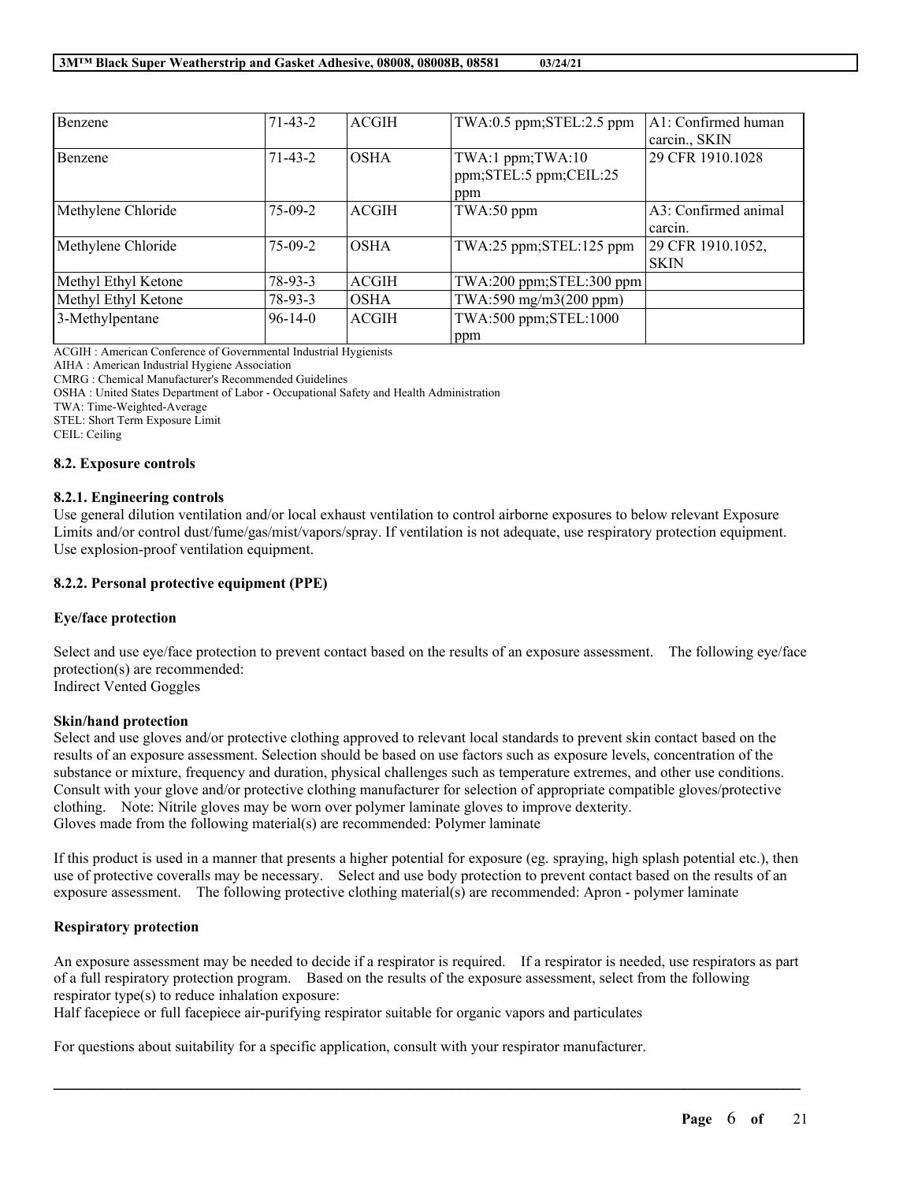| Benzene | 71-43-2 | ACGIH | TWA:0.5 ppm;STEL:2.5 ppm | A1: Confirmed human carcin., SKIN |
|---|---|---|---|---|
| Benzene | 71-43-2 | OSHA | TWA:1 ppm;TWA:10 ppm;STEL:5 ppm;CEIL:25 ppm | 29 CFR 1910.1028 |
| Methylene Chloride | 75-09-2 | ACGIH | TWA:50 ppm | A3: Confirmed animal carcin. |
| Methylene Chloride | 75-09-2 | OSHA | TWA:25 ppm;STEL:125 ppm | 29 CFR 1910.1052, SKIN |
| Methyl Ethyl Ketone | 78-93-3 | ACGIH | TWA:200 ppm;STEL:300 ppm | |
| Methyl Ethyl Ketone | 78-93-3 | OSHA | TWA:590 mg/m3(200 ppm) | |
| 3-Methylpentane | 96-14-0 | ACGIH | TWA:500 ppm;STEL:1000 ppm | |

ACGIH : American Conference of Governmental Industrial Hygienists
AIHA : American Industrial Hygiene Association
CMRG : Chemical Manufacturer's Recommended Guidelines
OSHA : United States Department of Labor - Occupational Safety and Health Administration
TWA: Time-Weighted-Average
STEL: Short Term Exposure Limit
CEIL: Ceiling

### 8.2. Exposure controls

#### 8.2.1. Engineering controls

Use general dilution ventilation and/or local exhaust ventilation to control airborne exposures to below relevant Exposure Limits and/or control dust/fume/gas/mist/vapors/spray. If ventilation is not adequate, use respiratory protection equipment. Use explosion-proof ventilation equipment.

#### 8.2.2. Personal protective equipment (PPE)

**Eye/face protection**

Select and use eye/face protection to prevent contact based on the results of an exposure assessment. The following eye/face protection(s) are recommended:
Indirect Vented Goggles

**Skin/hand protection**

Select and use gloves and/or protective clothing approved to relevant local standards to prevent skin contact based on the results of an exposure assessment. Selection should be based on use factors such as exposure levels, concentration of the substance or mixture, frequency and duration, physical challenges such as temperature extremes, and other use conditions. Consult with your glove and/or protective clothing manufacturer for selection of appropriate compatible gloves/protective clothing. Note: Nitrile gloves may be worn over polymer laminate gloves to improve dexterity.
Gloves made from the following material(s) are recommended: Polymer laminate

If this product is used in a manner that presents a higher potential for exposure (eg. spraying, high splash potential etc.), then use of protective coveralls may be necessary. Select and use body protection to prevent contact based on the results of an exposure assessment. The following protective clothing material(s) are recommended: Apron - polymer laminate

**Respiratory protection**

An exposure assessment may be needed to decide if a respirator is required. If a respirator is needed, use respirators as part of a full respiratory protection program. Based on the results of the exposure assessment, select from the following respirator type(s) to reduce inhalation exposure:
Half facepiece or full facepiece air-purifying respirator suitable for organic vapors and particulates

For questions about suitability for a specific application, consult with your respirator manufacturer.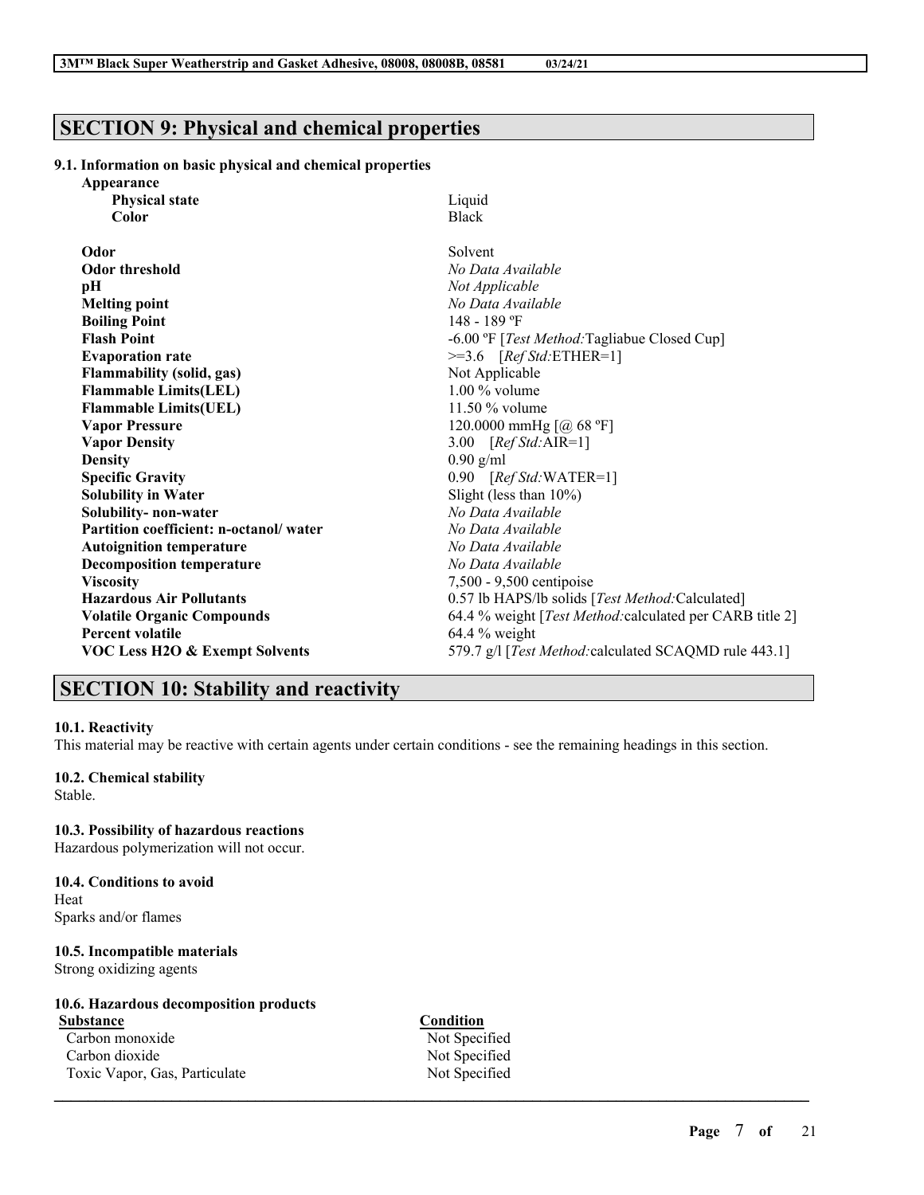## SECTION 9: Physical and chemical properties

### 9.1. Information on basic physical and chemical properties

| Property | Value |
|---|---|
| **Appearance** | |
| **Physical state** | Liquid |
| **Color** | Black |
| **Odor** | Solvent |
| **Odor threshold** | *No Data Available* |
| **pH** | *Not Applicable* |
| **Melting point** | *No Data Available* |
| **Boiling Point** | 148 - 189 ºF |
| **Flash Point** | -6.00 ºF [*Test Method:*Tagliabue Closed Cup] |
| **Evaporation rate** | >=3.6 [*Ref Std:*ETHER=1] |
| **Flammability (solid, gas)** | Not Applicable |
| **Flammable Limits(LEL)** | 1.00 % volume |
| **Flammable Limits(UEL)** | 11.50 % volume |
| **Vapor Pressure** | 120.0000 mmHg [@ 68 ºF] |
| **Vapor Density** | 3.00 [*Ref Std:*AIR=1] |
| **Density** | 0.90 g/ml |
| **Specific Gravity** | 0.90 [*Ref Std:*WATER=1] |
| **Solubility in Water** | Slight (less than 10%) |
| **Solubility- non-water** | *No Data Available* |
| **Partition coefficient: n-octanol/ water** | *No Data Available* |
| **Autoignition temperature** | *No Data Available* |
| **Decomposition temperature** | *No Data Available* |
| **Viscosity** | 7,500 - 9,500 centipoise |
| **Hazardous Air Pollutants** | 0.57 lb HAPS/lb solids [*Test Method:*Calculated] |
| **Volatile Organic Compounds** | 64.4 % weight [*Test Method:*calculated per CARB title 2] |
| **Percent volatile** | 64.4 % weight |
| **VOC Less H2O & Exempt Solvents** | 579.7 g/l [*Test Method:*calculated SCAQMD rule 443.1] |

## SECTION 10: Stability and reactivity

### 10.1. Reactivity
This material may be reactive with certain agents under certain conditions - see the remaining headings in this section.

### 10.2. Chemical stability
Stable.

### 10.3. Possibility of hazardous reactions
Hazardous polymerization will not occur.

### 10.4. Conditions to avoid
Heat
Sparks and/or flames

### 10.5. Incompatible materials
Strong oxidizing agents

### 10.6. Hazardous decomposition products

| Substance | Condition |
|---|---|
| Carbon monoxide | Not Specified |
| Carbon dioxide | Not Specified |
| Toxic Vapor, Gas, Particulate | Not Specified |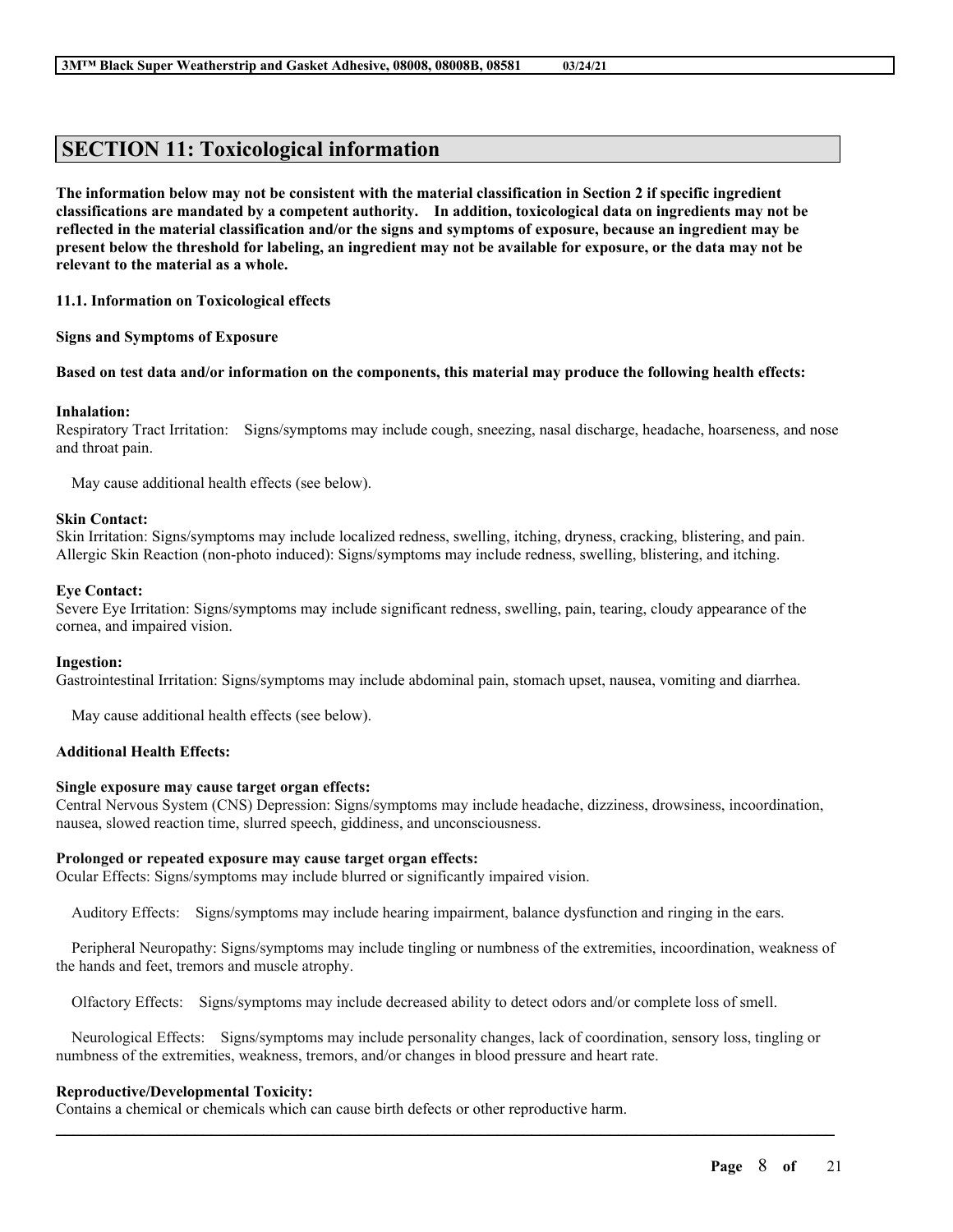## SECTION 11: Toxicological information

**The information below may not be consistent with the material classification in Section 2 if specific ingredient classifications are mandated by a competent authority. In addition, toxicological data on ingredients may not be reflected in the material classification and/or the signs and symptoms of exposure, because an ingredient may be present below the threshold for labeling, an ingredient may not be available for exposure, or the data may not be relevant to the material as a whole.**

**11.1. Information on Toxicological effects**

**Signs and Symptoms of Exposure**

**Based on test data and/or information on the components, this material may produce the following health effects:**

**Inhalation:**
Respiratory Tract Irritation: Signs/symptoms may include cough, sneezing, nasal discharge, headache, hoarseness, and nose and throat pain.

May cause additional health effects (see below).

**Skin Contact:**
Skin Irritation: Signs/symptoms may include localized redness, swelling, itching, dryness, cracking, blistering, and pain.
Allergic Skin Reaction (non-photo induced): Signs/symptoms may include redness, swelling, blistering, and itching.

**Eye Contact:**
Severe Eye Irritation: Signs/symptoms may include significant redness, swelling, pain, tearing, cloudy appearance of the cornea, and impaired vision.

**Ingestion:**
Gastrointestinal Irritation: Signs/symptoms may include abdominal pain, stomach upset, nausea, vomiting and diarrhea.

May cause additional health effects (see below).

**Additional Health Effects:**

**Single exposure may cause target organ effects:**
Central Nervous System (CNS) Depression: Signs/symptoms may include headache, dizziness, drowsiness, incoordination, nausea, slowed reaction time, slurred speech, giddiness, and unconsciousness.

**Prolonged or repeated exposure may cause target organ effects:**
Ocular Effects: Signs/symptoms may include blurred or significantly impaired vision.

Auditory Effects: Signs/symptoms may include hearing impairment, balance dysfunction and ringing in the ears.

Peripheral Neuropathy: Signs/symptoms may include tingling or numbness of the extremities, incoordination, weakness of the hands and feet, tremors and muscle atrophy.

Olfactory Effects: Signs/symptoms may include decreased ability to detect odors and/or complete loss of smell.

Neurological Effects: Signs/symptoms may include personality changes, lack of coordination, sensory loss, tingling or numbness of the extremities, weakness, tremors, and/or changes in blood pressure and heart rate.

**Reproductive/Developmental Toxicity:**
Contains a chemical or chemicals which can cause birth defects or other reproductive harm.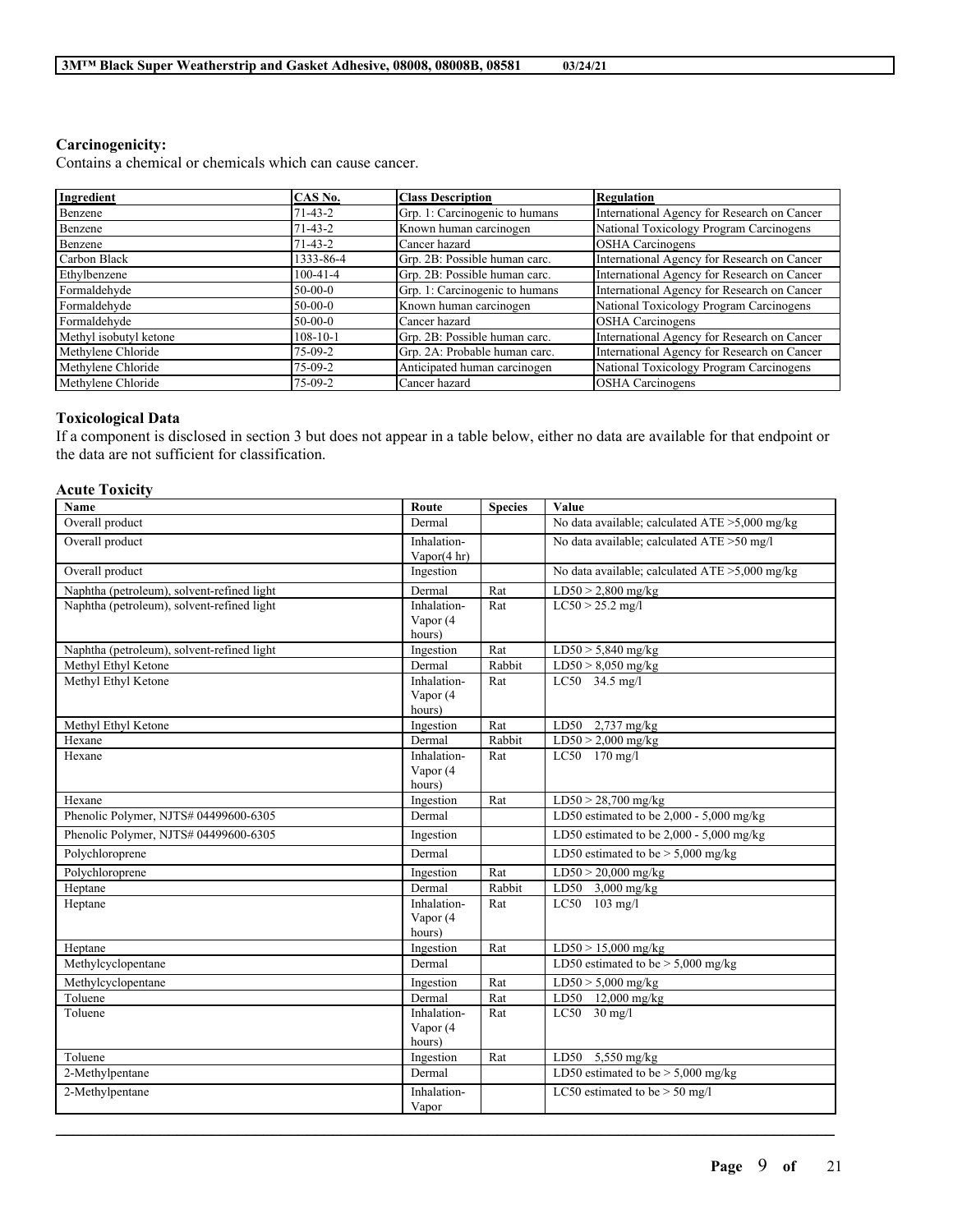### Carcinogenicity:

Contains a chemical or chemicals which can cause cancer.

| Ingredient | CAS No. | Class Description | Regulation |
|---|---|---|---|
| Benzene | 71-43-2 | Grp. 1: Carcinogenic to humans | International Agency for Research on Cancer |
| Benzene | 71-43-2 | Known human carcinogen | National Toxicology Program Carcinogens |
| Benzene | 71-43-2 | Cancer hazard | OSHA Carcinogens |
| Carbon Black | 1333-86-4 | Grp. 2B: Possible human carc. | International Agency for Research on Cancer |
| Ethylbenzene | 100-41-4 | Grp. 2B: Possible human carc. | International Agency for Research on Cancer |
| Formaldehyde | 50-00-0 | Grp. 1: Carcinogenic to humans | International Agency for Research on Cancer |
| Formaldehyde | 50-00-0 | Known human carcinogen | National Toxicology Program Carcinogens |
| Formaldehyde | 50-00-0 | Cancer hazard | OSHA Carcinogens |
| Methyl isobutyl ketone | 108-10-1 | Grp. 2B: Possible human carc. | International Agency for Research on Cancer |
| Methylene Chloride | 75-09-2 | Grp. 2A: Probable human carc. | International Agency for Research on Cancer |
| Methylene Chloride | 75-09-2 | Anticipated human carcinogen | National Toxicology Program Carcinogens |
| Methylene Chloride | 75-09-2 | Cancer hazard | OSHA Carcinogens |

### Toxicological Data

If a component is disclosed in section 3 but does not appear in a table below, either no data are available for that endpoint or the data are not sufficient for classification.

#### Acute Toxicity

| Name | Route | Species | Value |
|---|---|---|---|
| Overall product | Dermal | | No data available; calculated ATE >5,000 mg/kg |
| Overall product | Inhalation-Vapor(4 hr) | | No data available; calculated ATE >50 mg/l |
| Overall product | Ingestion | | No data available; calculated ATE >5,000 mg/kg |
| Naphtha (petroleum), solvent-refined light | Dermal | Rat | LD50 > 2,800 mg/kg |
| Naphtha (petroleum), solvent-refined light | Inhalation-Vapor (4 hours) | Rat | LC50 > 25.2 mg/l |
| Naphtha (petroleum), solvent-refined light | Ingestion | Rat | LD50 > 5,840 mg/kg |
| Methyl Ethyl Ketone | Dermal | Rabbit | LD50 > 8,050 mg/kg |
| Methyl Ethyl Ketone | Inhalation-Vapor (4 hours) | Rat | LC50 34.5 mg/l |
| Methyl Ethyl Ketone | Ingestion | Rat | LD50 2,737 mg/kg |
| Hexane | Dermal | Rabbit | LD50 > 2,000 mg/kg |
| Hexane | Inhalation-Vapor (4 hours) | Rat | LC50 170 mg/l |
| Hexane | Ingestion | Rat | LD50 > 28,700 mg/kg |
| Phenolic Polymer, NJTS# 04499600-6305 | Dermal | | LD50 estimated to be 2,000 - 5,000 mg/kg |
| Phenolic Polymer, NJTS# 04499600-6305 | Ingestion | | LD50 estimated to be 2,000 - 5,000 mg/kg |
| Polychloroprene | Dermal | | LD50 estimated to be > 5,000 mg/kg |
| Polychloroprene | Ingestion | Rat | LD50 > 20,000 mg/kg |
| Heptane | Dermal | Rabbit | LD50 3,000 mg/kg |
| Heptane | Inhalation-Vapor (4 hours) | Rat | LC50 103 mg/l |
| Heptane | Ingestion | Rat | LD50 > 15,000 mg/kg |
| Methylcyclopentane | Dermal | | LD50 estimated to be > 5,000 mg/kg |
| Methylcyclopentane | Ingestion | Rat | LD50 > 5,000 mg/kg |
| Toluene | Dermal | Rat | LD50 12,000 mg/kg |
| Toluene | Inhalation-Vapor (4 hours) | Rat | LC50 30 mg/l |
| Toluene | Ingestion | Rat | LD50 5,550 mg/kg |
| 2-Methylpentane | Dermal | | LD50 estimated to be > 5,000 mg/kg |
| 2-Methylpentane | Inhalation-Vapor | | LC50 estimated to be > 50 mg/l |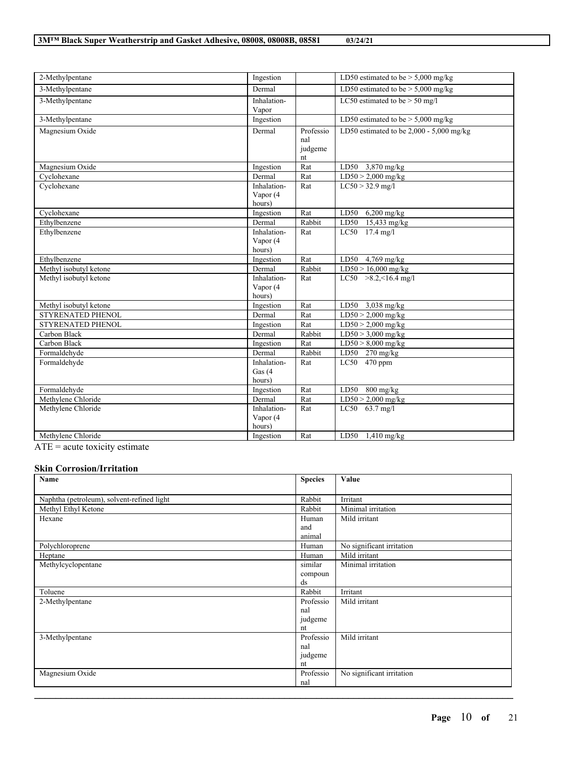| | | | |
|---|---|---|---|
| 2-Methylpentane | Ingestion | | LD50 estimated to be > 5,000 mg/kg |
| 3-Methylpentane | Dermal | | LD50 estimated to be > 5,000 mg/kg |
| 3-Methylpentane | Inhalation-Vapor | | LC50 estimated to be > 50 mg/l |
| 3-Methylpentane | Ingestion | | LD50 estimated to be > 5,000 mg/kg |
| Magnesium Oxide | Dermal | Professional judgement | LD50 estimated to be 2,000 - 5,000 mg/kg |
| Magnesium Oxide | Ingestion | Rat | LD50 3,870 mg/kg |
| Cyclohexane | Dermal | Rat | LD50 > 2,000 mg/kg |
| Cyclohexane | Inhalation-Vapor (4 hours) | Rat | LC50 > 32.9 mg/l |
| Cyclohexane | Ingestion | Rat | LD50 6,200 mg/kg |
| Ethylbenzene | Dermal | Rabbit | LD50 15,433 mg/kg |
| Ethylbenzene | Inhalation-Vapor (4 hours) | Rat | LC50 17.4 mg/l |
| Ethylbenzene | Ingestion | Rat | LD50 4,769 mg/kg |
| Methyl isobutyl ketone | Dermal | Rabbit | LD50 > 16,000 mg/kg |
| Methyl isobutyl ketone | Inhalation-Vapor (4 hours) | Rat | LC50 >8.2,<16.4 mg/l |
| Methyl isobutyl ketone | Ingestion | Rat | LD50 3,038 mg/kg |
| STYRENATED PHENOL | Dermal | Rat | LD50 > 2,000 mg/kg |
| STYRENATED PHENOL | Ingestion | Rat | LD50 > 2,000 mg/kg |
| Carbon Black | Dermal | Rabbit | LD50 > 3,000 mg/kg |
| Carbon Black | Ingestion | Rat | LD50 > 8,000 mg/kg |
| Formaldehyde | Dermal | Rabbit | LD50 270 mg/kg |
| Formaldehyde | Inhalation-Gas (4 hours) | Rat | LC50 470 ppm |
| Formaldehyde | Ingestion | Rat | LD50 800 mg/kg |
| Methylene Chloride | Dermal | Rat | LD50 > 2,000 mg/kg |
| Methylene Chloride | Inhalation-Vapor (4 hours) | Rat | LC50 63.7 mg/l |
| Methylene Chloride | Ingestion | Rat | LD50 1,410 mg/kg |

ATE = acute toxicity estimate

### Skin Corrosion/Irritation

| Name | Species | Value |
|---|---|---|
| Naphtha (petroleum), solvent-refined light | Rabbit | Irritant |
| Methyl Ethyl Ketone | Rabbit | Minimal irritation |
| Hexane | Human and animal | Mild irritant |
| Polychloroprene | Human | No significant irritation |
| Heptane | Human | Mild irritant |
| Methylcyclopentane | similar compounds | Minimal irritation |
| Toluene | Rabbit | Irritant |
| 2-Methylpentane | Professional judgement | Mild irritant |
| 3-Methylpentane | Professional judgement | Mild irritant |
| Magnesium Oxide | Professional | No significant irritation |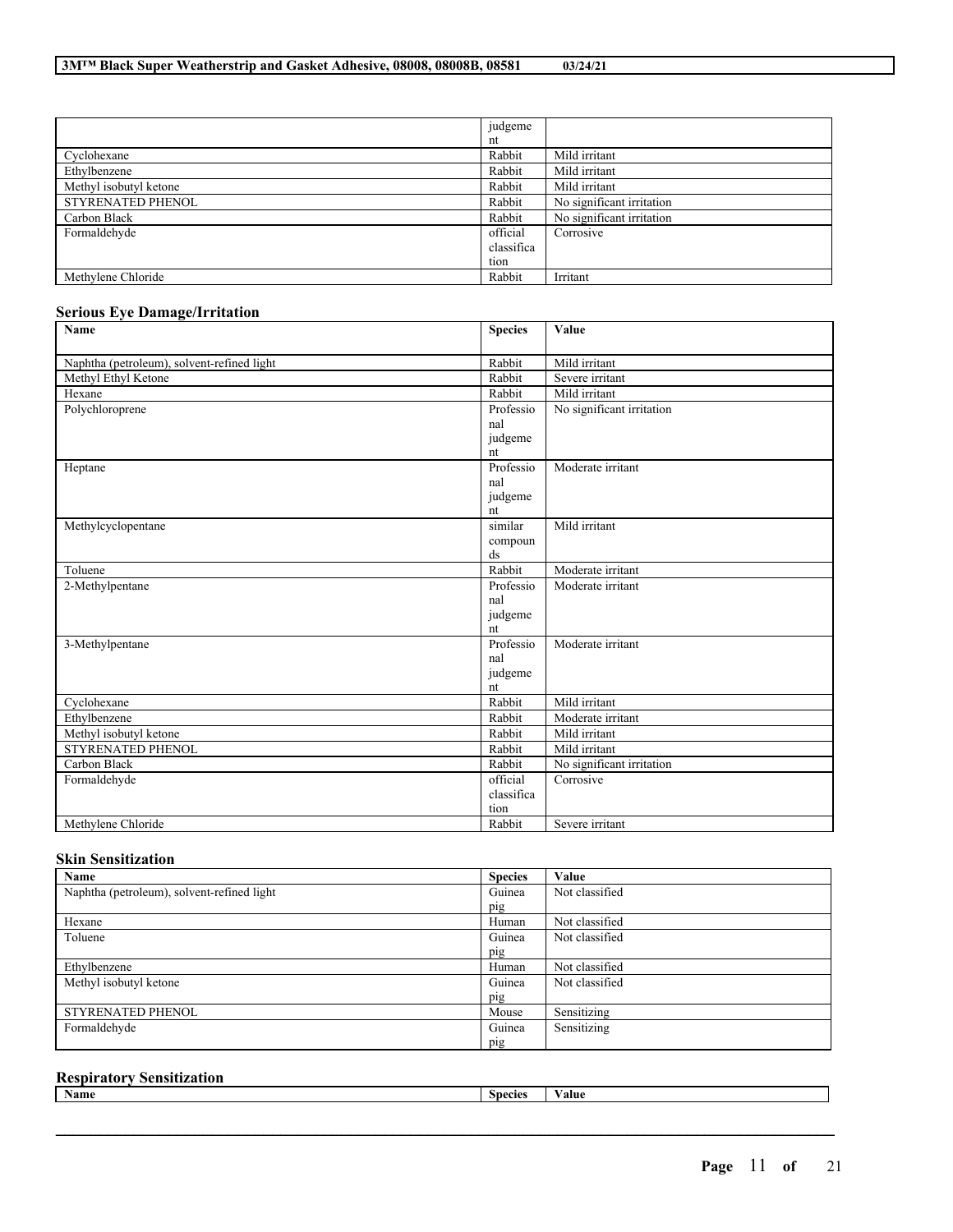| | judgement | |
|---|---|---|
| Cyclohexane | Rabbit | Mild irritant |
| Ethylbenzene | Rabbit | Mild irritant |
| Methyl isobutyl ketone | Rabbit | Mild irritant |
| STYRENATED PHENOL | Rabbit | No significant irritation |
| Carbon Black | Rabbit | No significant irritation |
| Formaldehyde | official classification | Corrosive |
| Methylene Chloride | Rabbit | Irritant |

### Serious Eye Damage/Irritation

| Name | Species | Value |
|---|---|---|
| Naphtha (petroleum), solvent-refined light | Rabbit | Mild irritant |
| Methyl Ethyl Ketone | Rabbit | Severe irritant |
| Hexane | Rabbit | Mild irritant |
| Polychloroprene | Professional judgement | No significant irritation |
| Heptane | Professional judgement | Moderate irritant |
| Methylcyclopentane | similar compounds | Mild irritant |
| Toluene | Rabbit | Moderate irritant |
| 2-Methylpentane | Professional judgement | Moderate irritant |
| 3-Methylpentane | Professional judgement | Moderate irritant |
| Cyclohexane | Rabbit | Mild irritant |
| Ethylbenzene | Rabbit | Moderate irritant |
| Methyl isobutyl ketone | Rabbit | Mild irritant |
| STYRENATED PHENOL | Rabbit | Mild irritant |
| Carbon Black | Rabbit | No significant irritation |
| Formaldehyde | official classification | Corrosive |
| Methylene Chloride | Rabbit | Severe irritant |

### Skin Sensitization

| Name | Species | Value |
|---|---|---|
| Naphtha (petroleum), solvent-refined light | Guinea pig | Not classified |
| Hexane | Human | Not classified |
| Toluene | Guinea pig | Not classified |
| Ethylbenzene | Human | Not classified |
| Methyl isobutyl ketone | Guinea pig | Not classified |
| STYRENATED PHENOL | Mouse | Sensitizing |
| Formaldehyde | Guinea pig | Sensitizing |

### Respiratory Sensitization

| Name | Species | Value |
|---|---|---|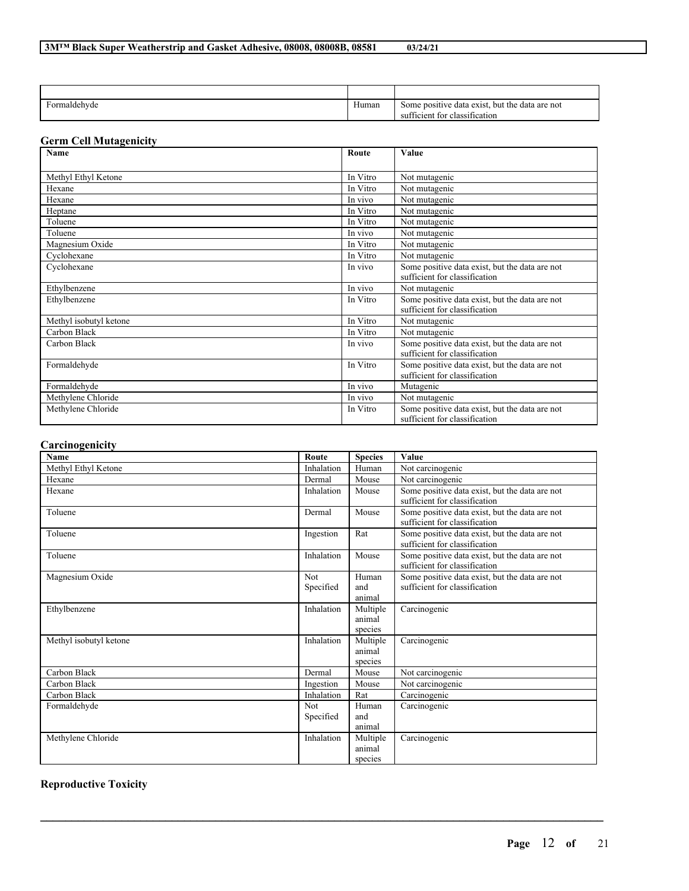| | | |
|---|---|---|
| Formaldehyde | Human | Some positive data exist, but the data are not sufficient for classification |

## Germ Cell Mutagenicity

| Name | Route | Value |
|---|---|---|
| Methyl Ethyl Ketone | In Vitro | Not mutagenic |
| Hexane | In Vitro | Not mutagenic |
| Hexane | In vivo | Not mutagenic |
| Heptane | In Vitro | Not mutagenic |
| Toluene | In Vitro | Not mutagenic |
| Toluene | In vivo | Not mutagenic |
| Magnesium Oxide | In Vitro | Not mutagenic |
| Cyclohexane | In Vitro | Not mutagenic |
| Cyclohexane | In vivo | Some positive data exist, but the data are not sufficient for classification |
| Ethylbenzene | In vivo | Not mutagenic |
| Ethylbenzene | In Vitro | Some positive data exist, but the data are not sufficient for classification |
| Methyl isobutyl ketone | In Vitro | Not mutagenic |
| Carbon Black | In Vitro | Not mutagenic |
| Carbon Black | In vivo | Some positive data exist, but the data are not sufficient for classification |
| Formaldehyde | In Vitro | Some positive data exist, but the data are not sufficient for classification |
| Formaldehyde | In vivo | Mutagenic |
| Methylene Chloride | In vivo | Not mutagenic |
| Methylene Chloride | In Vitro | Some positive data exist, but the data are not sufficient for classification |

## Carcinogenicity

| Name | Route | Species | Value |
|---|---|---|---|
| Methyl Ethyl Ketone | Inhalation | Human | Not carcinogenic |
| Hexane | Dermal | Mouse | Not carcinogenic |
| Hexane | Inhalation | Mouse | Some positive data exist, but the data are not sufficient for classification |
| Toluene | Dermal | Mouse | Some positive data exist, but the data are not sufficient for classification |
| Toluene | Ingestion | Rat | Some positive data exist, but the data are not sufficient for classification |
| Toluene | Inhalation | Mouse | Some positive data exist, but the data are not sufficient for classification |
| Magnesium Oxide | Not Specified | Human and animal | Some positive data exist, but the data are not sufficient for classification |
| Ethylbenzene | Inhalation | Multiple animal species | Carcinogenic |
| Methyl isobutyl ketone | Inhalation | Multiple animal species | Carcinogenic |
| Carbon Black | Dermal | Mouse | Not carcinogenic |
| Carbon Black | Ingestion | Mouse | Not carcinogenic |
| Carbon Black | Inhalation | Rat | Carcinogenic |
| Formaldehyde | Not Specified | Human and animal | Carcinogenic |
| Methylene Chloride | Inhalation | Multiple animal species | Carcinogenic |

## Reproductive Toxicity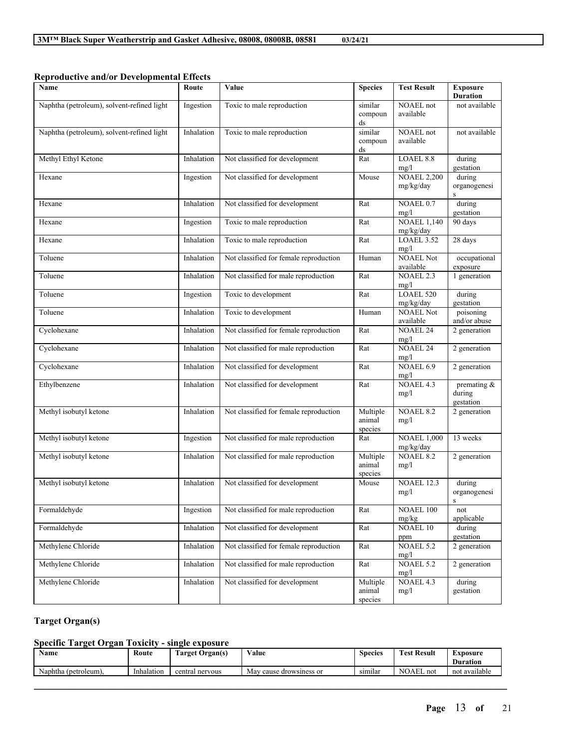### Reproductive and/or Developmental Effects

| Name | Route | Value | Species | Test Result | Exposure Duration |
|---|---|---|---|---|---|
| Naphtha (petroleum), solvent-refined light | Ingestion | Toxic to male reproduction | similar compounds | NOAEL not available | not available |
| Naphtha (petroleum), solvent-refined light | Inhalation | Toxic to male reproduction | similar compounds | NOAEL not available | not available |
| Methyl Ethyl Ketone | Inhalation | Not classified for development | Rat | LOAEL 8.8 mg/l | during gestation |
| Hexane | Ingestion | Not classified for development | Mouse | NOAEL 2,200 mg/kg/day | during organogenesis |
| Hexane | Inhalation | Not classified for development | Rat | NOAEL 0.7 mg/l | during gestation |
| Hexane | Ingestion | Toxic to male reproduction | Rat | NOAEL 1,140 mg/kg/day | 90 days |
| Hexane | Inhalation | Toxic to male reproduction | Rat | LOAEL 3.52 mg/l | 28 days |
| Toluene | Inhalation | Not classified for female reproduction | Human | NOAEL Not available | occupational exposure |
| Toluene | Inhalation | Not classified for male reproduction | Rat | NOAEL 2.3 mg/l | 1 generation |
| Toluene | Ingestion | Toxic to development | Rat | LOAEL 520 mg/kg/day | during gestation |
| Toluene | Inhalation | Toxic to development | Human | NOAEL Not available | poisoning and/or abuse |
| Cyclohexane | Inhalation | Not classified for female reproduction | Rat | NOAEL 24 mg/l | 2 generation |
| Cyclohexane | Inhalation | Not classified for male reproduction | Rat | NOAEL 24 mg/l | 2 generation |
| Cyclohexane | Inhalation | Not classified for development | Rat | NOAEL 6.9 mg/l | 2 generation |
| Ethylbenzene | Inhalation | Not classified for development | Rat | NOAEL 4.3 mg/l | premating & during gestation |
| Methyl isobutyl ketone | Inhalation | Not classified for female reproduction | Multiple animal species | NOAEL 8.2 mg/l | 2 generation |
| Methyl isobutyl ketone | Ingestion | Not classified for male reproduction | Rat | NOAEL 1,000 mg/kg/day | 13 weeks |
| Methyl isobutyl ketone | Inhalation | Not classified for male reproduction | Multiple animal species | NOAEL 8.2 mg/l | 2 generation |
| Methyl isobutyl ketone | Inhalation | Not classified for development | Mouse | NOAEL 12.3 mg/l | during organogenesis |
| Formaldehyde | Ingestion | Not classified for male reproduction | Rat | NOAEL 100 mg/kg | not applicable |
| Formaldehyde | Inhalation | Not classified for development | Rat | NOAEL 10 ppm | during gestation |
| Methylene Chloride | Inhalation | Not classified for female reproduction | Rat | NOAEL 5.2 mg/l | 2 generation |
| Methylene Chloride | Inhalation | Not classified for male reproduction | Rat | NOAEL 5.2 mg/l | 2 generation |
| Methylene Chloride | Inhalation | Not classified for development | Multiple animal species | NOAEL 4.3 mg/l | during gestation |

### Target Organ(s)

#### Specific Target Organ Toxicity - single exposure

| Name | Route | Target Organ(s) | Value | Species | Test Result | Exposure Duration |
|---|---|---|---|---|---|---|
| Naphtha (petroleum), | Inhalation | central nervous | May cause drowsiness or | similar | NOAEL not | not available |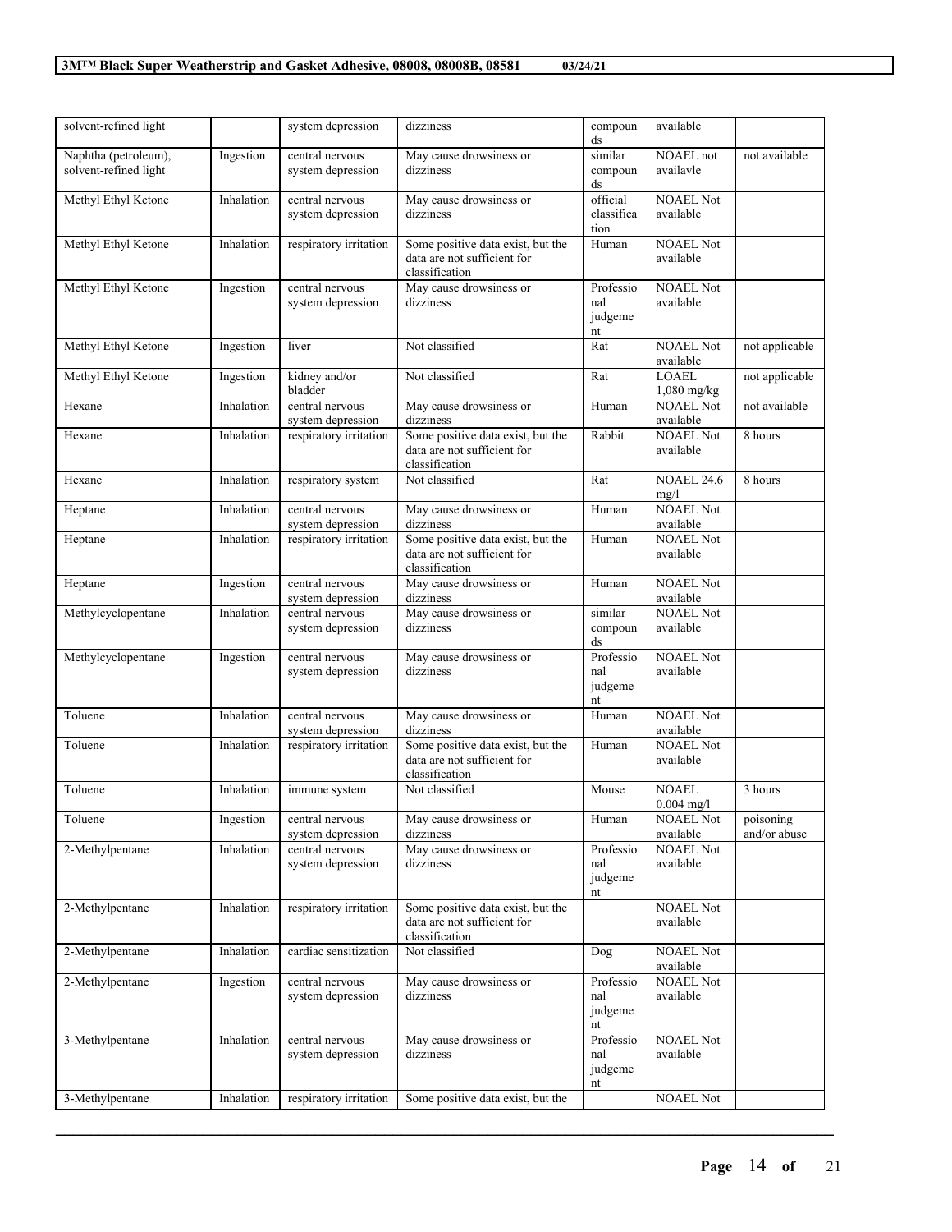| solvent-refined light | | system depression | dizziness | compounds | available | |
|---|---|---|---|---|---|---|
| Naphtha (petroleum), solvent-refined light | Ingestion | central nervous system depression | May cause drowsiness or dizziness | similar compounds | NOAEL not availavle | not available |
| Methyl Ethyl Ketone | Inhalation | central nervous system depression | May cause drowsiness or dizziness | official classification | NOAEL Not available | |
| Methyl Ethyl Ketone | Inhalation | respiratory irritation | Some positive data exist, but the data are not sufficient for classification | Human | NOAEL Not available | |
| Methyl Ethyl Ketone | Ingestion | central nervous system depression | May cause drowsiness or dizziness | Professional judgement | NOAEL Not available | |
| Methyl Ethyl Ketone | Ingestion | liver | Not classified | Rat | NOAEL Not available | not applicable |
| Methyl Ethyl Ketone | Ingestion | kidney and/or bladder | Not classified | Rat | LOAEL 1,080 mg/kg | not applicable |
| Hexane | Inhalation | central nervous system depression | May cause drowsiness or dizziness | Human | NOAEL Not available | not available |
| Hexane | Inhalation | respiratory irritation | Some positive data exist, but the data are not sufficient for classification | Rabbit | NOAEL Not available | 8 hours |
| Hexane | Inhalation | respiratory system | Not classified | Rat | NOAEL 24.6 mg/l | 8 hours |
| Heptane | Inhalation | central nervous system depression | May cause drowsiness or dizziness | Human | NOAEL Not available | |
| Heptane | Inhalation | respiratory irritation | Some positive data exist, but the data are not sufficient for classification | Human | NOAEL Not available | |
| Heptane | Ingestion | central nervous system depression | May cause drowsiness or dizziness | Human | NOAEL Not available | |
| Methylcyclopentane | Inhalation | central nervous system depression | May cause drowsiness or dizziness | similar compounds | NOAEL Not available | |
| Methylcyclopentane | Ingestion | central nervous system depression | May cause drowsiness or dizziness | Professional judgement | NOAEL Not available | |
| Toluene | Inhalation | central nervous system depression | May cause drowsiness or dizziness | Human | NOAEL Not available | |
| Toluene | Inhalation | respiratory irritation | Some positive data exist, but the data are not sufficient for classification | Human | NOAEL Not available | |
| Toluene | Inhalation | immune system | Not classified | Mouse | NOAEL 0.004 mg/l | 3 hours |
| Toluene | Ingestion | central nervous system depression | May cause drowsiness or dizziness | Human | NOAEL Not available | poisoning and/or abuse |
| 2-Methylpentane | Inhalation | central nervous system depression | May cause drowsiness or dizziness | Professional judgement | NOAEL Not available | |
| 2-Methylpentane | Inhalation | respiratory irritation | Some positive data exist, but the data are not sufficient for classification | | NOAEL Not available | |
| 2-Methylpentane | Inhalation | cardiac sensitization | Not classified | Dog | NOAEL Not available | |
| 2-Methylpentane | Ingestion | central nervous system depression | May cause drowsiness or dizziness | Professional judgement | NOAEL Not available | |
| 3-Methylpentane | Inhalation | central nervous system depression | May cause drowsiness or dizziness | Professional judgement | NOAEL Not available | |
| 3-Methylpentane | Inhalation | respiratory irritation | Some positive data exist, but the | | NOAEL Not | |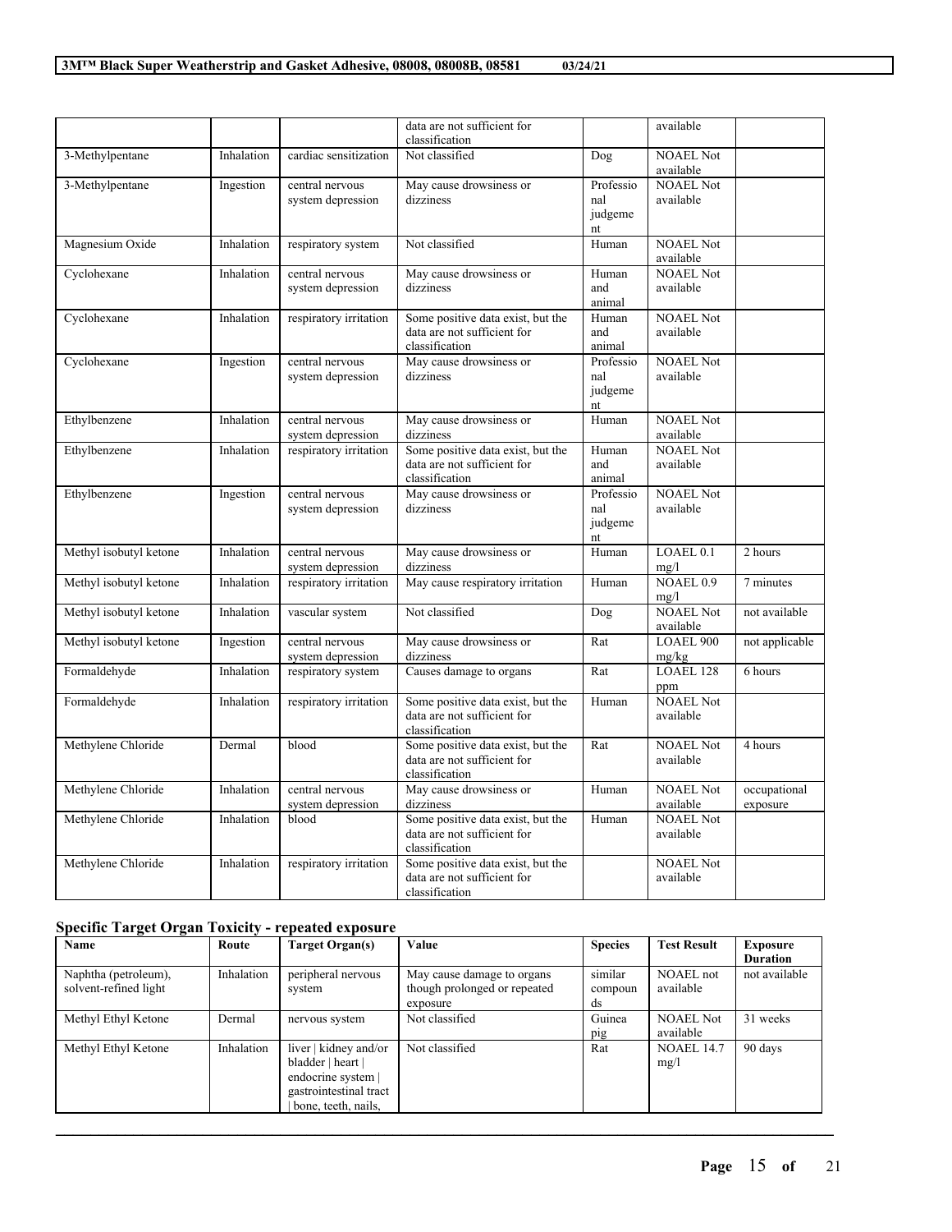| | | | data are not sufficient for classification | | available | |
|---|---|---|---|---|---|---|
| 3-Methylpentane | Inhalation | cardiac sensitization | Not classified | Dog | NOAEL Not available | |
| 3-Methylpentane | Ingestion | central nervous system depression | May cause drowsiness or dizziness | Professional judgement | NOAEL Not available | |
| Magnesium Oxide | Inhalation | respiratory system | Not classified | Human | NOAEL Not available | |
| Cyclohexane | Inhalation | central nervous system depression | May cause drowsiness or dizziness | Human and animal | NOAEL Not available | |
| Cyclohexane | Inhalation | respiratory irritation | Some positive data exist, but the data are not sufficient for classification | Human and animal | NOAEL Not available | |
| Cyclohexane | Ingestion | central nervous system depression | May cause drowsiness or dizziness | Professional judgement | NOAEL Not available | |
| Ethylbenzene | Inhalation | central nervous system depression | May cause drowsiness or dizziness | Human | NOAEL Not available | |
| Ethylbenzene | Inhalation | respiratory irritation | Some positive data exist, but the data are not sufficient for classification | Human and animal | NOAEL Not available | |
| Ethylbenzene | Ingestion | central nervous system depression | May cause drowsiness or dizziness | Professional judgement | NOAEL Not available | |
| Methyl isobutyl ketone | Inhalation | central nervous system depression | May cause drowsiness or dizziness | Human | LOAEL 0.1 mg/l | 2 hours |
| Methyl isobutyl ketone | Inhalation | respiratory irritation | May cause respiratory irritation | Human | NOAEL 0.9 mg/l | 7 minutes |
| Methyl isobutyl ketone | Inhalation | vascular system | Not classified | Dog | NOAEL Not available | not available |
| Methyl isobutyl ketone | Ingestion | central nervous system depression | May cause drowsiness or dizziness | Rat | LOAEL 900 mg/kg | not applicable |
| Formaldehyde | Inhalation | respiratory system | Causes damage to organs | Rat | LOAEL 128 ppm | 6 hours |
| Formaldehyde | Inhalation | respiratory irritation | Some positive data exist, but the data are not sufficient for classification | Human | NOAEL Not available | |
| Methylene Chloride | Dermal | blood | Some positive data exist, but the data are not sufficient for classification | Rat | NOAEL Not available | 4 hours |
| Methylene Chloride | Inhalation | central nervous system depression | May cause drowsiness or dizziness | Human | NOAEL Not available | occupational exposure |
| Methylene Chloride | Inhalation | blood | Some positive data exist, but the data are not sufficient for classification | Human | NOAEL Not available | |
| Methylene Chloride | Inhalation | respiratory irritation | Some positive data exist, but the data are not sufficient for classification | | NOAEL Not available | |

### Specific Target Organ Toxicity - repeated exposure

| Name | Route | Target Organ(s) | Value | Species | Test Result | Exposure Duration |
|---|---|---|---|---|---|---|
| Naphtha (petroleum), solvent-refined light | Inhalation | peripheral nervous system | May cause damage to organs though prolonged or repeated exposure | similar compounds | NOAEL not available | not available |
| Methyl Ethyl Ketone | Dermal | nervous system | Not classified | Guinea pig | NOAEL Not available | 31 weeks |
| Methyl Ethyl Ketone | Inhalation | liver \| kidney and/or bladder \| heart \| endocrine system \| gastrointestinal tract \| bone, teeth, nails, | Not classified | Rat | NOAEL 14.7 mg/l | 90 days |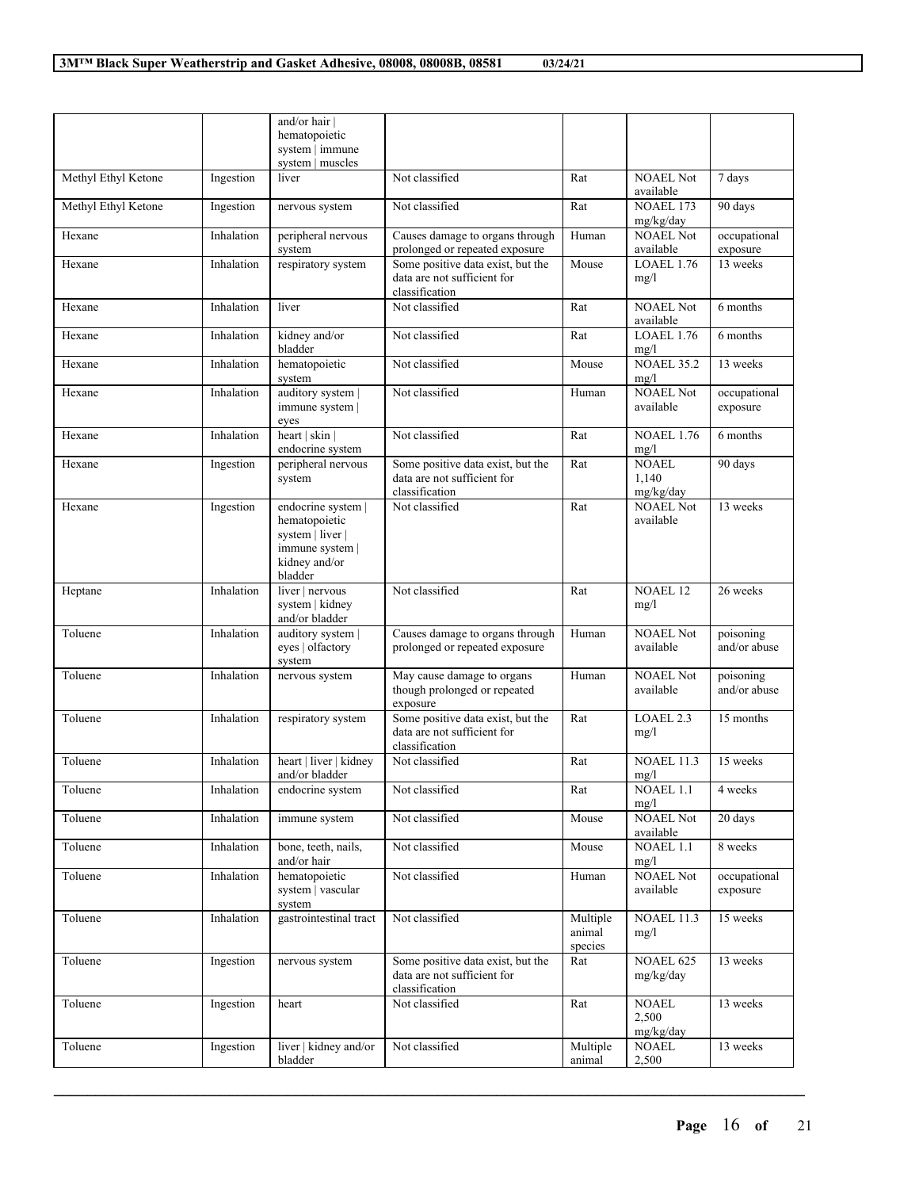|  |  | and/or hair \| hematopoietic system \| immune system \| muscles |  |  |  |  |
|---|---|---|---|---|---|---|
| Methyl Ethyl Ketone | Ingestion | liver | Not classified | Rat | NOAEL Not available | 7 days |
| Methyl Ethyl Ketone | Ingestion | nervous system | Not classified | Rat | NOAEL 173 mg/kg/day | 90 days |
| Hexane | Inhalation | peripheral nervous system | Causes damage to organs through prolonged or repeated exposure | Human | NOAEL Not available | occupational exposure |
| Hexane | Inhalation | respiratory system | Some positive data exist, but the data are not sufficient for classification | Mouse | LOAEL 1.76 mg/l | 13 weeks |
| Hexane | Inhalation | liver | Not classified | Rat | NOAEL Not available | 6 months |
| Hexane | Inhalation | kidney and/or bladder | Not classified | Rat | LOAEL 1.76 mg/l | 6 months |
| Hexane | Inhalation | hematopoietic system | Not classified | Mouse | NOAEL 35.2 mg/l | 13 weeks |
| Hexane | Inhalation | auditory system \| immune system \| eyes | Not classified | Human | NOAEL Not available | occupational exposure |
| Hexane | Inhalation | heart \| skin \| endocrine system | Not classified | Rat | NOAEL 1.76 mg/l | 6 months |
| Hexane | Ingestion | peripheral nervous system | Some positive data exist, but the data are not sufficient for classification | Rat | NOAEL 1,140 mg/kg/day | 90 days |
| Hexane | Ingestion | endocrine system \| hematopoietic system \| liver \| immune system \| kidney and/or bladder | Not classified | Rat | NOAEL Not available | 13 weeks |
| Heptane | Inhalation | liver \| nervous system \| kidney and/or bladder | Not classified | Rat | NOAEL 12 mg/l | 26 weeks |
| Toluene | Inhalation | auditory system \| eyes \| olfactory system | Causes damage to organs through prolonged or repeated exposure | Human | NOAEL Not available | poisoning and/or abuse |
| Toluene | Inhalation | nervous system | May cause damage to organs though prolonged or repeated exposure | Human | NOAEL Not available | poisoning and/or abuse |
| Toluene | Inhalation | respiratory system | Some positive data exist, but the data are not sufficient for classification | Rat | LOAEL 2.3 mg/l | 15 months |
| Toluene | Inhalation | heart \| liver \| kidney and/or bladder | Not classified | Rat | NOAEL 11.3 mg/l | 15 weeks |
| Toluene | Inhalation | endocrine system | Not classified | Rat | NOAEL 1.1 mg/l | 4 weeks |
| Toluene | Inhalation | immune system | Not classified | Mouse | NOAEL Not available | 20 days |
| Toluene | Inhalation | bone, teeth, nails, and/or hair | Not classified | Mouse | NOAEL 1.1 mg/l | 8 weeks |
| Toluene | Inhalation | hematopoietic system \| vascular system | Not classified | Human | NOAEL Not available | occupational exposure |
| Toluene | Inhalation | gastrointestinal tract | Not classified | Multiple animal species | NOAEL 11.3 mg/l | 15 weeks |
| Toluene | Ingestion | nervous system | Some positive data exist, but the data are not sufficient for classification | Rat | NOAEL 625 mg/kg/day | 13 weeks |
| Toluene | Ingestion | heart | Not classified | Rat | NOAEL 2,500 mg/kg/day | 13 weeks |
| Toluene | Ingestion | liver \| kidney and/or bladder | Not classified | Multiple animal | NOAEL 2,500 | 13 weeks |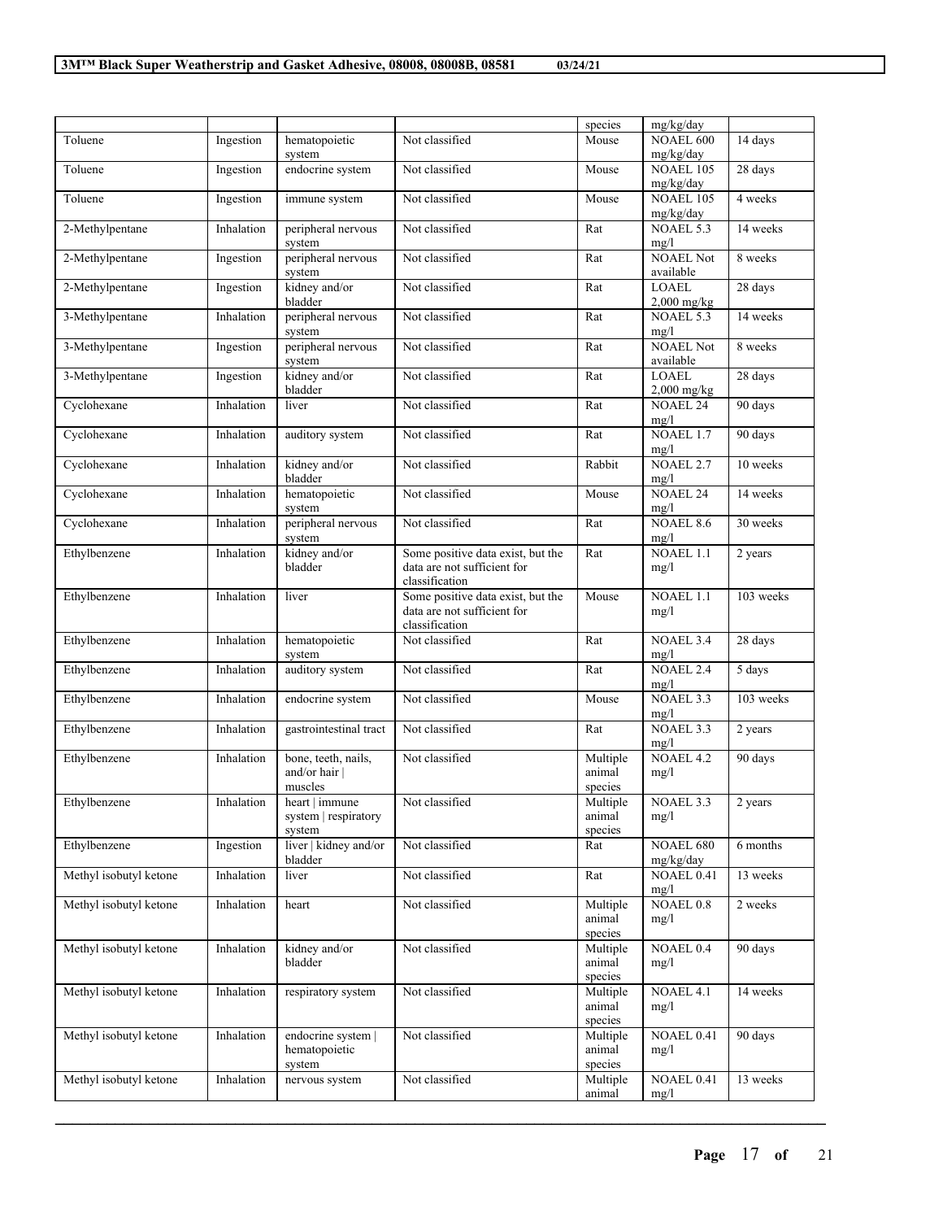| | | | | species | mg/kg/day | |
|---|---|---|---|---|---|---|
| Toluene | Ingestion | hematopoietic system | Not classified | Mouse | NOAEL 600 mg/kg/day | 14 days |
| Toluene | Ingestion | endocrine system | Not classified | Mouse | NOAEL 105 mg/kg/day | 28 days |
| Toluene | Ingestion | immune system | Not classified | Mouse | NOAEL 105 mg/kg/day | 4 weeks |
| 2-Methylpentane | Inhalation | peripheral nervous system | Not classified | Rat | NOAEL 5.3 mg/l | 14 weeks |
| 2-Methylpentane | Ingestion | peripheral nervous system | Not classified | Rat | NOAEL Not available | 8 weeks |
| 2-Methylpentane | Ingestion | kidney and/or bladder | Not classified | Rat | LOAEL 2,000 mg/kg | 28 days |
| 3-Methylpentane | Inhalation | peripheral nervous system | Not classified | Rat | NOAEL 5.3 mg/l | 14 weeks |
| 3-Methylpentane | Ingestion | peripheral nervous system | Not classified | Rat | NOAEL Not available | 8 weeks |
| 3-Methylpentane | Ingestion | kidney and/or bladder | Not classified | Rat | LOAEL 2,000 mg/kg | 28 days |
| Cyclohexane | Inhalation | liver | Not classified | Rat | NOAEL 24 mg/l | 90 days |
| Cyclohexane | Inhalation | auditory system | Not classified | Rat | NOAEL 1.7 mg/l | 90 days |
| Cyclohexane | Inhalation | kidney and/or bladder | Not classified | Rabbit | NOAEL 2.7 mg/l | 10 weeks |
| Cyclohexane | Inhalation | hematopoietic system | Not classified | Mouse | NOAEL 24 mg/l | 14 weeks |
| Cyclohexane | Inhalation | peripheral nervous system | Not classified | Rat | NOAEL 8.6 mg/l | 30 weeks |
| Ethylbenzene | Inhalation | kidney and/or bladder | Some positive data exist, but the data are not sufficient for classification | Rat | NOAEL 1.1 mg/l | 2 years |
| Ethylbenzene | Inhalation | liver | Some positive data exist, but the data are not sufficient for classification | Mouse | NOAEL 1.1 mg/l | 103 weeks |
| Ethylbenzene | Inhalation | hematopoietic system | Not classified | Rat | NOAEL 3.4 mg/l | 28 days |
| Ethylbenzene | Inhalation | auditory system | Not classified | Rat | NOAEL 2.4 mg/l | 5 days |
| Ethylbenzene | Inhalation | endocrine system | Not classified | Mouse | NOAEL 3.3 mg/l | 103 weeks |
| Ethylbenzene | Inhalation | gastrointestinal tract | Not classified | Rat | NOAEL 3.3 mg/l | 2 years |
| Ethylbenzene | Inhalation | bone, teeth, nails, and/or hair \| muscles | Not classified | Multiple animal species | NOAEL 4.2 mg/l | 90 days |
| Ethylbenzene | Inhalation | heart \| immune system \| respiratory system | Not classified | Multiple animal species | NOAEL 3.3 mg/l | 2 years |
| Ethylbenzene | Ingestion | liver \| kidney and/or bladder | Not classified | Rat | NOAEL 680 mg/kg/day | 6 months |
| Methyl isobutyl ketone | Inhalation | liver | Not classified | Rat | NOAEL 0.41 mg/l | 13 weeks |
| Methyl isobutyl ketone | Inhalation | heart | Not classified | Multiple animal species | NOAEL 0.8 mg/l | 2 weeks |
| Methyl isobutyl ketone | Inhalation | kidney and/or bladder | Not classified | Multiple animal species | NOAEL 0.4 mg/l | 90 days |
| Methyl isobutyl ketone | Inhalation | respiratory system | Not classified | Multiple animal species | NOAEL 4.1 mg/l | 14 weeks |
| Methyl isobutyl ketone | Inhalation | endocrine system \| hematopoietic system | Not classified | Multiple animal species | NOAEL 0.41 mg/l | 90 days |
| Methyl isobutyl ketone | Inhalation | nervous system | Not classified | Multiple animal | NOAEL 0.41 mg/l | 13 weeks |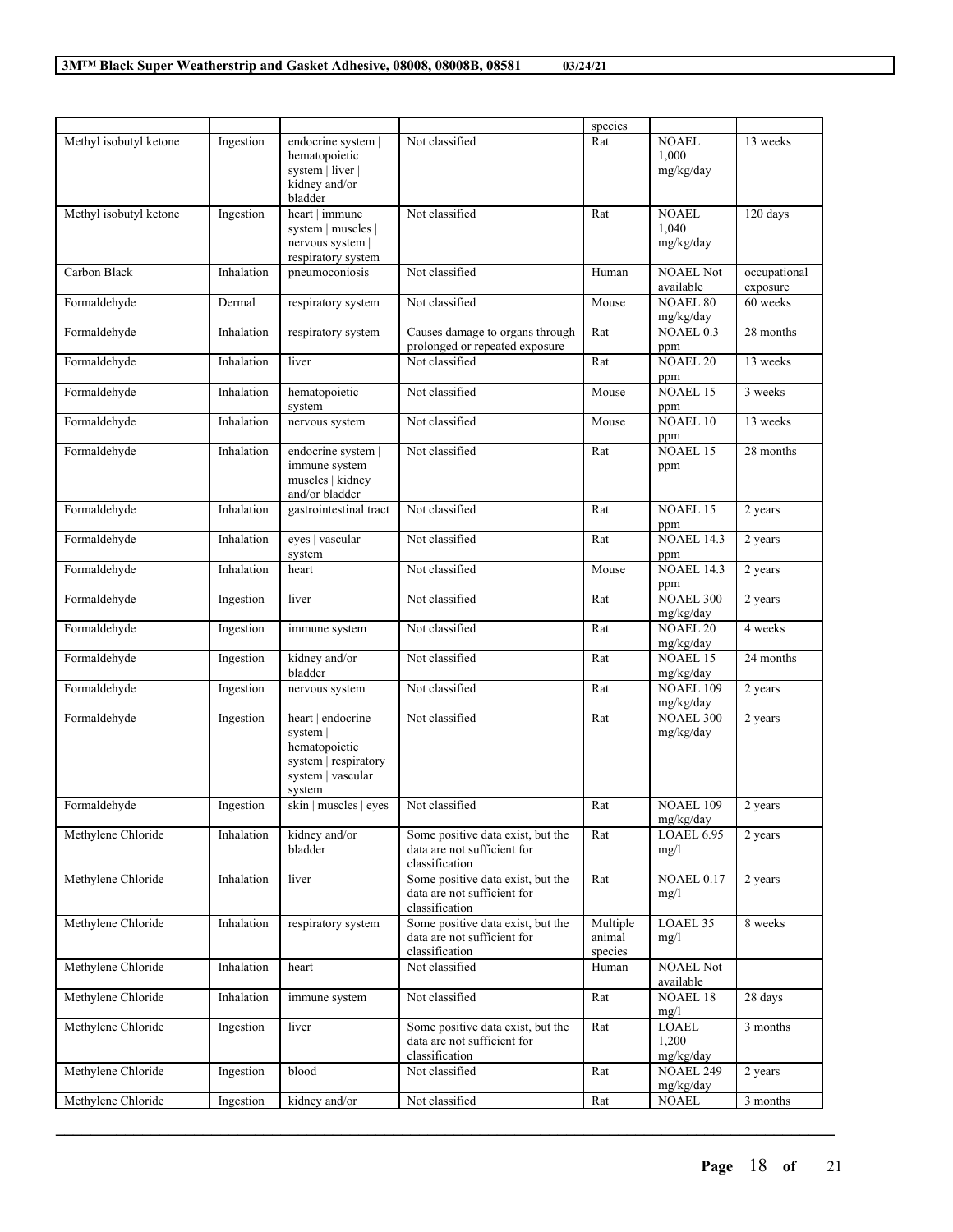| | | | | species | | |
|---|---|---|---|---|---|---|
| Methyl isobutyl ketone | Ingestion | endocrine system \| hematopoietic system \| liver \| kidney and/or bladder | Not classified | Rat | NOAEL 1,000 mg/kg/day | 13 weeks |
| Methyl isobutyl ketone | Ingestion | heart \| immune system \| muscles \| nervous system \| respiratory system | Not classified | Rat | NOAEL 1,040 mg/kg/day | 120 days |
| Carbon Black | Inhalation | pneumoconiosis | Not classified | Human | NOAEL Not available | occupational exposure |
| Formaldehyde | Dermal | respiratory system | Not classified | Mouse | NOAEL 80 mg/kg/day | 60 weeks |
| Formaldehyde | Inhalation | respiratory system | Causes damage to organs through prolonged or repeated exposure | Rat | NOAEL 0.3 ppm | 28 months |
| Formaldehyde | Inhalation | liver | Not classified | Rat | NOAEL 20 ppm | 13 weeks |
| Formaldehyde | Inhalation | hematopoietic system | Not classified | Mouse | NOAEL 15 ppm | 3 weeks |
| Formaldehyde | Inhalation | nervous system | Not classified | Mouse | NOAEL 10 ppm | 13 weeks |
| Formaldehyde | Inhalation | endocrine system \| immune system \| muscles \| kidney and/or bladder | Not classified | Rat | NOAEL 15 ppm | 28 months |
| Formaldehyde | Inhalation | gastrointestinal tract | Not classified | Rat | NOAEL 15 ppm | 2 years |
| Formaldehyde | Inhalation | eyes \| vascular system | Not classified | Rat | NOAEL 14.3 ppm | 2 years |
| Formaldehyde | Inhalation | heart | Not classified | Mouse | NOAEL 14.3 ppm | 2 years |
| Formaldehyde | Ingestion | liver | Not classified | Rat | NOAEL 300 mg/kg/day | 2 years |
| Formaldehyde | Ingestion | immune system | Not classified | Rat | NOAEL 20 mg/kg/day | 4 weeks |
| Formaldehyde | Ingestion | kidney and/or bladder | Not classified | Rat | NOAEL 15 mg/kg/day | 24 months |
| Formaldehyde | Ingestion | nervous system | Not classified | Rat | NOAEL 109 mg/kg/day | 2 years |
| Formaldehyde | Ingestion | heart \| endocrine system \| hematopoietic system \| respiratory system \| vascular system | Not classified | Rat | NOAEL 300 mg/kg/day | 2 years |
| Formaldehyde | Ingestion | skin \| muscles \| eyes | Not classified | Rat | NOAEL 109 mg/kg/day | 2 years |
| Methylene Chloride | Inhalation | kidney and/or bladder | Some positive data exist, but the data are not sufficient for classification | Rat | LOAEL 6.95 mg/l | 2 years |
| Methylene Chloride | Inhalation | liver | Some positive data exist, but the data are not sufficient for classification | Rat | NOAEL 0.17 mg/l | 2 years |
| Methylene Chloride | Inhalation | respiratory system | Some positive data exist, but the data are not sufficient for classification | Multiple animal species | LOAEL 35 mg/l | 8 weeks |
| Methylene Chloride | Inhalation | heart | Not classified | Human | NOAEL Not available | |
| Methylene Chloride | Inhalation | immune system | Not classified | Rat | NOAEL 18 mg/l | 28 days |
| Methylene Chloride | Ingestion | liver | Some positive data exist, but the data are not sufficient for classification | Rat | LOAEL 1,200 mg/kg/day | 3 months |
| Methylene Chloride | Ingestion | blood | Not classified | Rat | NOAEL 249 mg/kg/day | 2 years |
| Methylene Chloride | Ingestion | kidney and/or | Not classified | Rat | NOAEL | 3 months |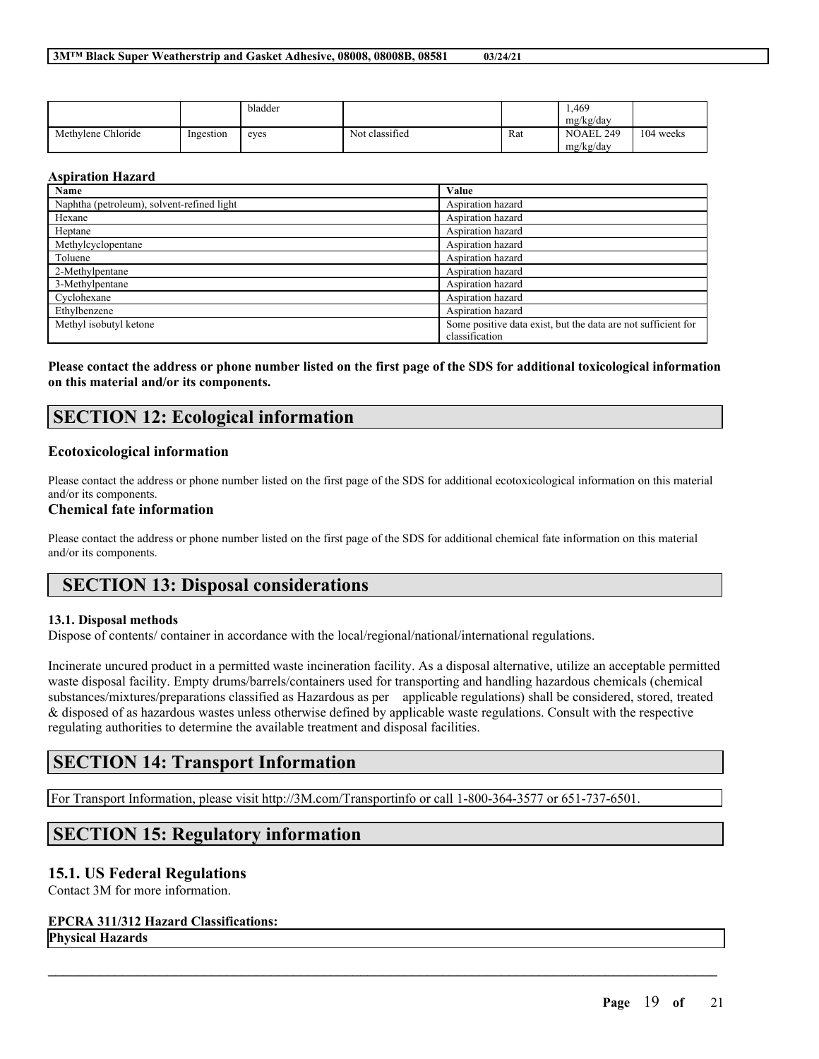|  |  | bladder |  |  | 1,469 mg/kg/day |  |
| --- | --- | --- | --- | --- | --- | --- |
| Methylene Chloride | Ingestion | eyes | Not classified | Rat | NOAEL 249 mg/kg/day | 104 weeks |

**Aspiration Hazard**

| Name | Value |
| --- | --- |
| Naphtha (petroleum), solvent-refined light | Aspiration hazard |
| Hexane | Aspiration hazard |
| Heptane | Aspiration hazard |
| Methylcyclopentane | Aspiration hazard |
| Toluene | Aspiration hazard |
| 2-Methylpentane | Aspiration hazard |
| 3-Methylpentane | Aspiration hazard |
| Cyclohexane | Aspiration hazard |
| Ethylbenzene | Aspiration hazard |
| Methyl isobutyl ketone | Some positive data exist, but the data are not sufficient for classification |

**Please contact the address or phone number listed on the first page of the SDS for additional toxicological information on this material and/or its components.**

## SECTION 12: Ecological information

### Ecotoxicological information

Please contact the address or phone number listed on the first page of the SDS for additional ecotoxicological information on this material and/or its components.

### Chemical fate information

Please contact the address or phone number listed on the first page of the SDS for additional chemical fate information on this material and/or its components.

## SECTION 13: Disposal considerations

**13.1. Disposal methods**

Dispose of contents/ container in accordance with the local/regional/national/international regulations.

Incinerate uncured product in a permitted waste incineration facility. As a disposal alternative, utilize an acceptable permitted waste disposal facility. Empty drums/barrels/containers used for transporting and handling hazardous chemicals (chemical substances/mixtures/preparations classified as Hazardous as per applicable regulations) shall be considered, stored, treated & disposed of as hazardous wastes unless otherwise defined by applicable waste regulations. Consult with the respective regulating authorities to determine the available treatment and disposal facilities.

## SECTION 14: Transport Information

For Transport Information, please visit http://3M.com/Transportinfo or call 1-800-364-3577 or 651-737-6501.

## SECTION 15: Regulatory information

### 15.1. US Federal Regulations

Contact 3M for more information.

**EPCRA 311/312 Hazard Classifications:**

| Physical Hazards |
| --- |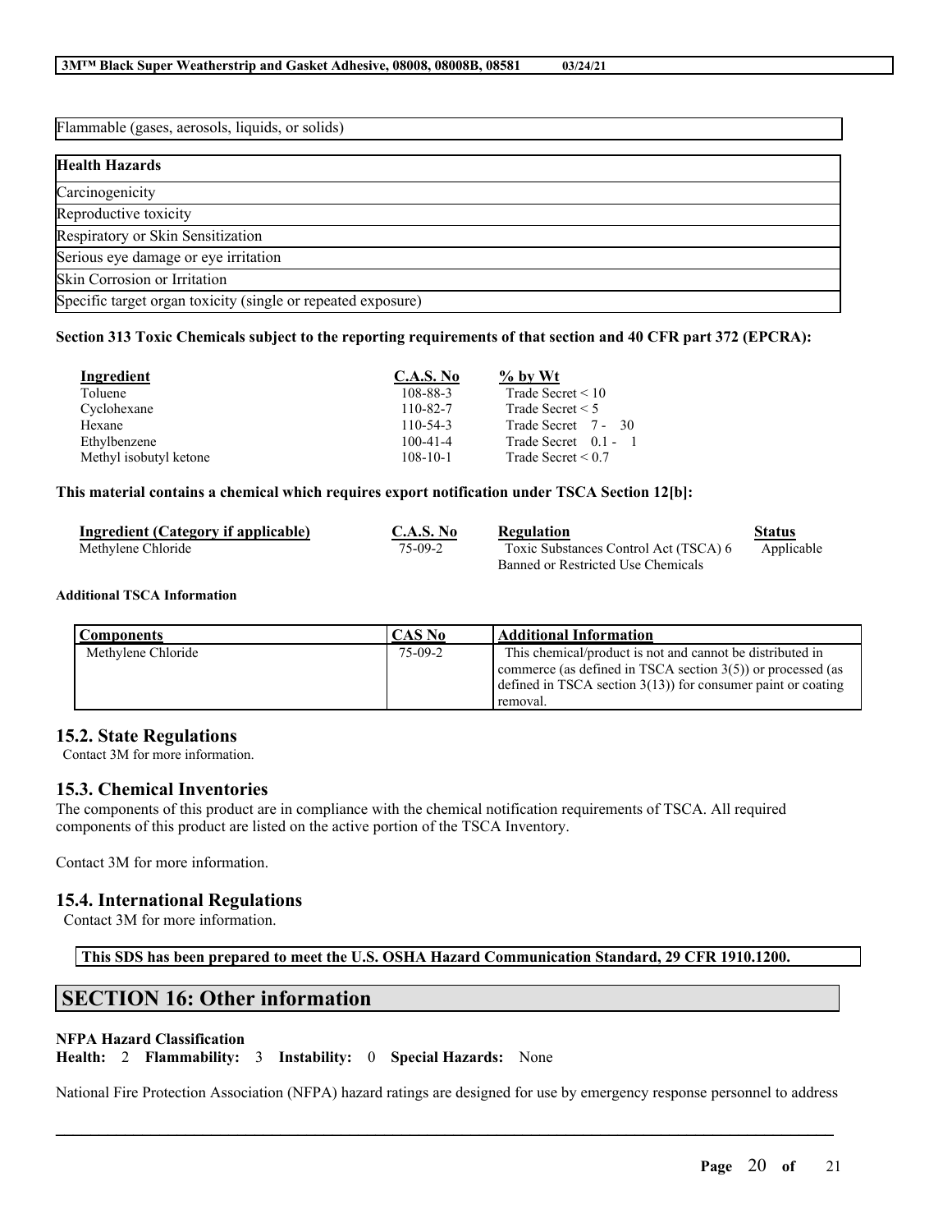| Flammable (gases, aerosols, liquids, or solids) |
| --- |

| Health Hazards |
| --- |
| Carcinogenicity |
| Reproductive toxicity |
| Respiratory or Skin Sensitization |
| Serious eye damage or eye irritation |
| Skin Corrosion or Irritation |
| Specific target organ toxicity (single or repeated exposure) |

**Section 313 Toxic Chemicals subject to the reporting requirements of that section and 40 CFR part 372 (EPCRA):**

| Ingredient | C.A.S. No | % by Wt |
| --- | --- | --- |
| Toluene | 108-88-3 | Trade Secret < 10 |
| Cyclohexane | 110-82-7 | Trade Secret < 5 |
| Hexane | 110-54-3 | Trade Secret 7 - 30 |
| Ethylbenzene | 100-41-4 | Trade Secret 0.1 - 1 |
| Methyl isobutyl ketone | 108-10-1 | Trade Secret < 0.7 |

**This material contains a chemical which requires export notification under TSCA Section 12[b]:**

| Ingredient (Category if applicable) | C.A.S. No | Regulation | Status |
| --- | --- | --- | --- |
| Methylene Chloride | 75-09-2 | Toxic Substances Control Act (TSCA) 6 Banned or Restricted Use Chemicals | Applicable |

**Additional TSCA Information**

| Components | CAS No | Additional Information |
| --- | --- | --- |
| Methylene Chloride | 75-09-2 | This chemical/product is not and cannot be distributed in commerce (as defined in TSCA section 3(5)) or processed (as defined in TSCA section 3(13)) for consumer paint or coating removal. |

## 15.2. State Regulations

Contact 3M for more information.

## 15.3. Chemical Inventories

The components of this product are in compliance with the chemical notification requirements of TSCA. All required components of this product are listed on the active portion of the TSCA Inventory.

Contact 3M for more information.

## 15.4. International Regulations

Contact 3M for more information.

**This SDS has been prepared to meet the U.S. OSHA Hazard Communication Standard, 29 CFR 1910.1200.**

# SECTION 16: Other information

**NFPA Hazard Classification**

**Health:** 2 **Flammability:** 3 **Instability:** 0 **Special Hazards:** None

National Fire Protection Association (NFPA) hazard ratings are designed for use by emergency response personnel to address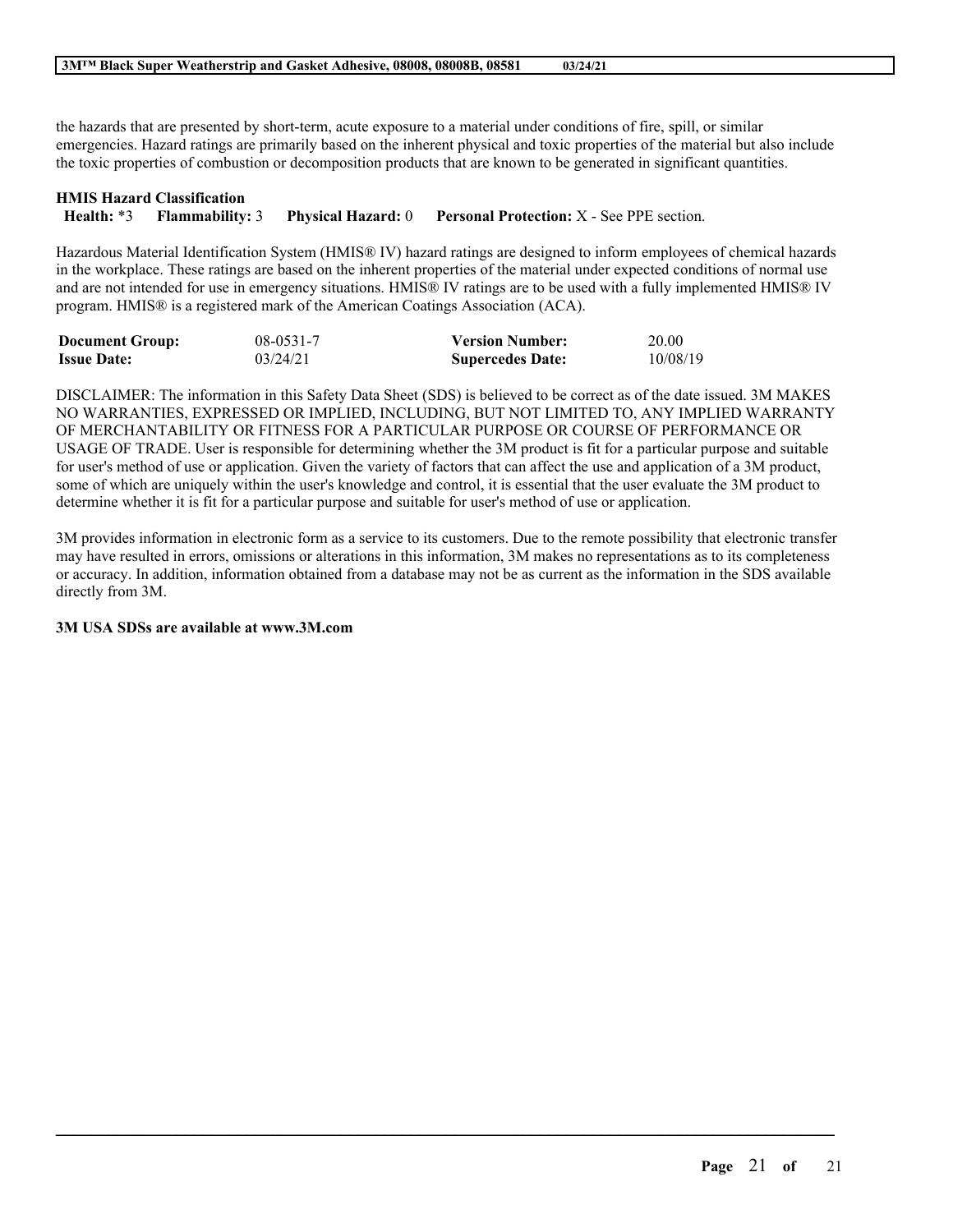the hazards that are presented by short-term, acute exposure to a material under conditions of fire, spill, or similar emergencies. Hazard ratings are primarily based on the inherent physical and toxic properties of the material but also include the toxic properties of combustion or decomposition products that are known to be generated in significant quantities.

**HMIS Hazard Classification**

**Health:** *3 **Flammability:** 3 **Physical Hazard:** 0 **Personal Protection:** X - See PPE section.

Hazardous Material Identification System (HMIS® IV) hazard ratings are designed to inform employees of chemical hazards in the workplace. These ratings are based on the inherent properties of the material under expected conditions of normal use and are not intended for use in emergency situations. HMIS® IV ratings are to be used with a fully implemented HMIS® IV program. HMIS® is a registered mark of the American Coatings Association (ACA).

| | | | |
|---|---|---|---|
| **Document Group:** | 08-0531-7 | **Version Number:** | 20.00 |
| **Issue Date:** | 03/24/21 | **Supercedes Date:** | 10/08/19 |

DISCLAIMER: The information in this Safety Data Sheet (SDS) is believed to be correct as of the date issued. 3M MAKES NO WARRANTIES, EXPRESSED OR IMPLIED, INCLUDING, BUT NOT LIMITED TO, ANY IMPLIED WARRANTY OF MERCHANTABILITY OR FITNESS FOR A PARTICULAR PURPOSE OR COURSE OF PERFORMANCE OR USAGE OF TRADE. User is responsible for determining whether the 3M product is fit for a particular purpose and suitable for user's method of use or application. Given the variety of factors that can affect the use and application of a 3M product, some of which are uniquely within the user's knowledge and control, it is essential that the user evaluate the 3M product to determine whether it is fit for a particular purpose and suitable for user's method of use or application.

3M provides information in electronic form as a service to its customers. Due to the remote possibility that electronic transfer may have resulted in errors, omissions or alterations in this information, 3M makes no representations as to its completeness or accuracy. In addition, information obtained from a database may not be as current as the information in the SDS available directly from 3M.

**3M USA SDSs are available at www.3M.com**